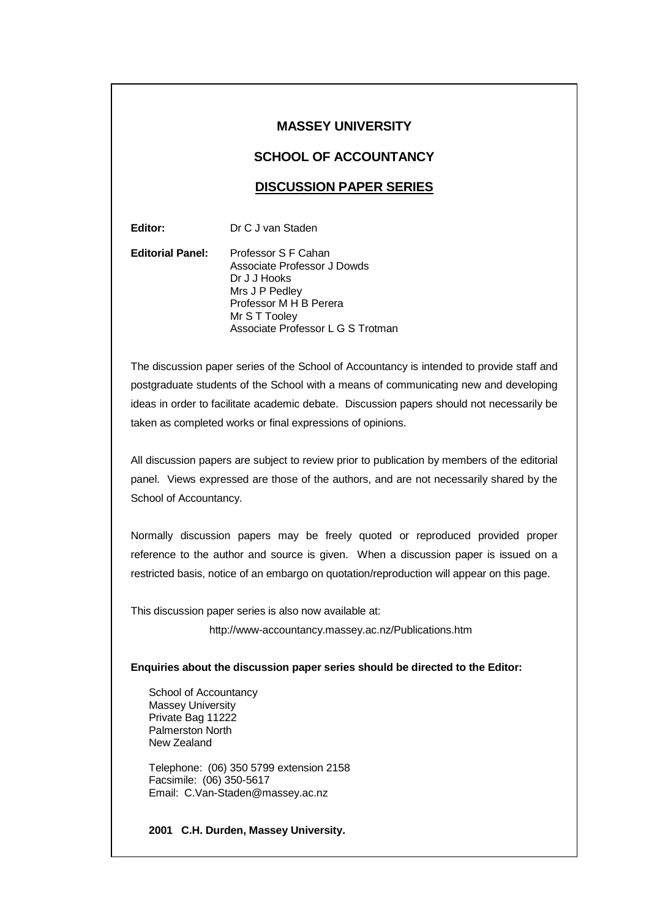# MASSEY UNIVERSITY

## SCHOOL OF ACCOUNTANCY

## DISCUSSION PAPER SERIES

**Editor:** Dr C J van Staden

**Editorial Panel:** Professor S F Cahan
Associate Professor J Dowds
Dr J J Hooks
Mrs J P Pedley
Professor M H B Perera
Mr S T Tooley
Associate Professor L G S Trotman

The discussion paper series of the School of Accountancy is intended to provide staff and postgraduate students of the School with a means of communicating new and developing ideas in order to facilitate academic debate. Discussion papers should not necessarily be taken as completed works or final expressions of opinions.

All discussion papers are subject to review prior to publication by members of the editorial panel. Views expressed are those of the authors, and are not necessarily shared by the School of Accountancy.

Normally discussion papers may be freely quoted or reproduced provided proper reference to the author and source is given. When a discussion paper is issued on a restricted basis, notice of an embargo on quotation/reproduction will appear on this page.

This discussion paper series is also now available at:

http://www-accountancy.massey.ac.nz/Publications.htm

**Enquiries about the discussion paper series should be directed to the Editor:**

School of Accountancy
Massey University
Private Bag 11222
Palmerston North
New Zealand

Telephone: (06) 350 5799 extension 2158
Facsimile: (06) 350-5617
Email: C.Van-Staden@massey.ac.nz

**2001 C.H. Durden, Massey University.**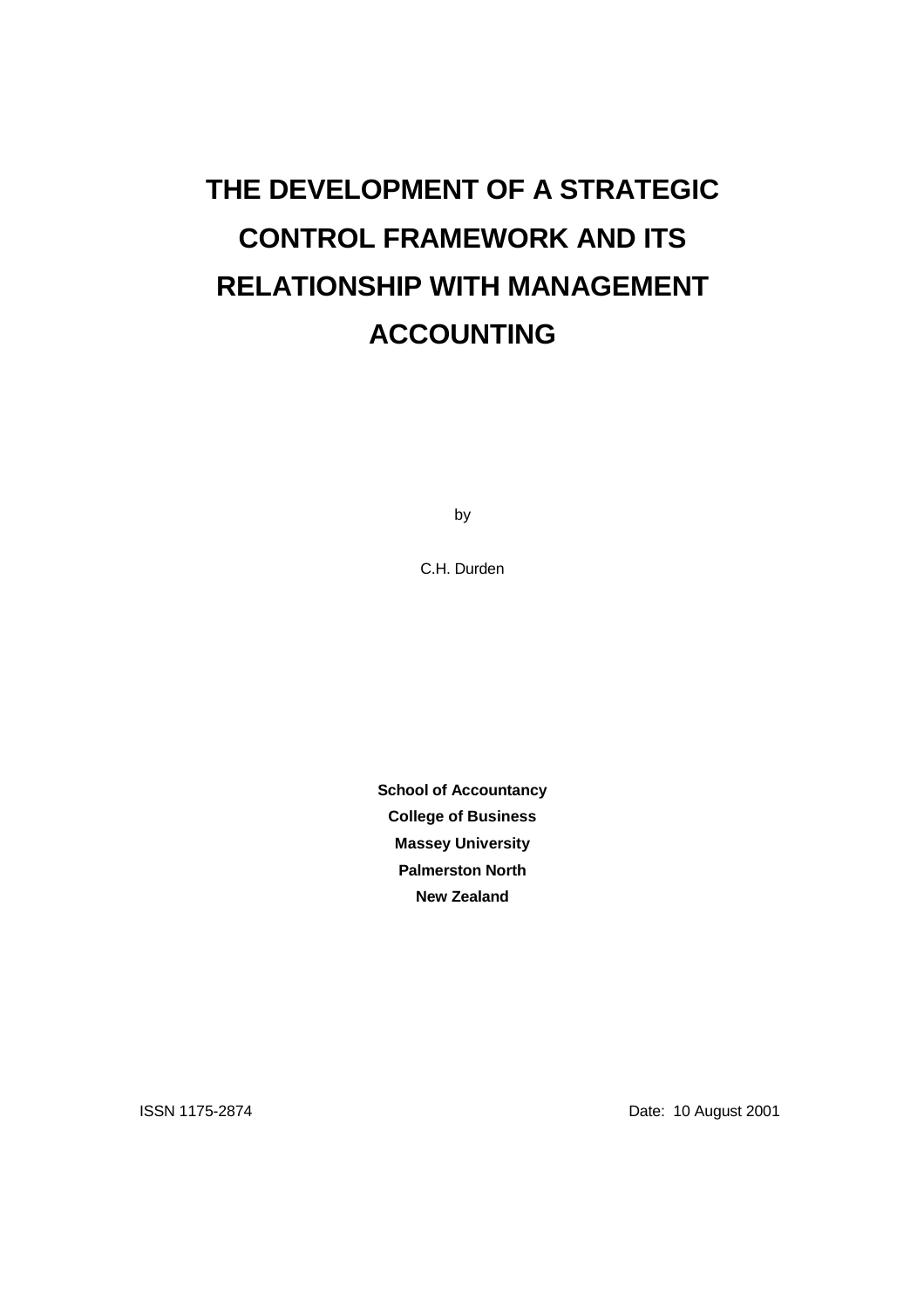# THE DEVELOPMENT OF A STRATEGIC CONTROL FRAMEWORK AND ITS RELATIONSHIP WITH MANAGEMENT ACCOUNTING

by

C.H. Durden

**School of Accountancy**
**College of Business**
**Massey University**
**Palmerston North**
**New Zealand**

ISSN 1175-2874

Date: 10 August 2001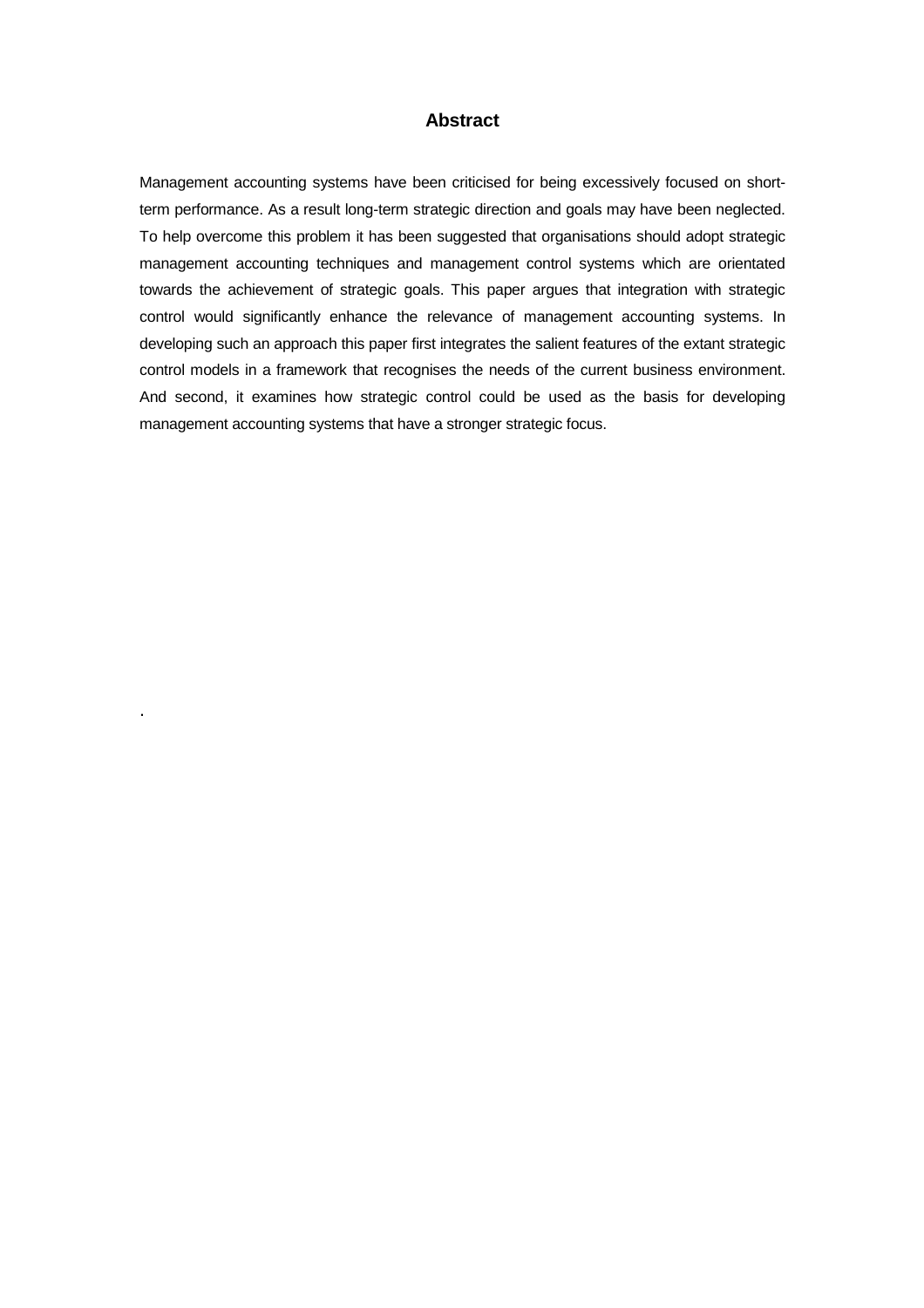## Abstract

Management accounting systems have been criticised for being excessively focused on short-term performance. As a result long-term strategic direction and goals may have been neglected. To help overcome this problem it has been suggested that organisations should adopt strategic management accounting techniques and management control systems which are orientated towards the achievement of strategic goals. This paper argues that integration with strategic control would significantly enhance the relevance of management accounting systems. In developing such an approach this paper first integrates the salient features of the extant strategic control models in a framework that recognises the needs of the current business environment. And second, it examines how strategic control could be used as the basis for developing management accounting systems that have a stronger strategic focus.

.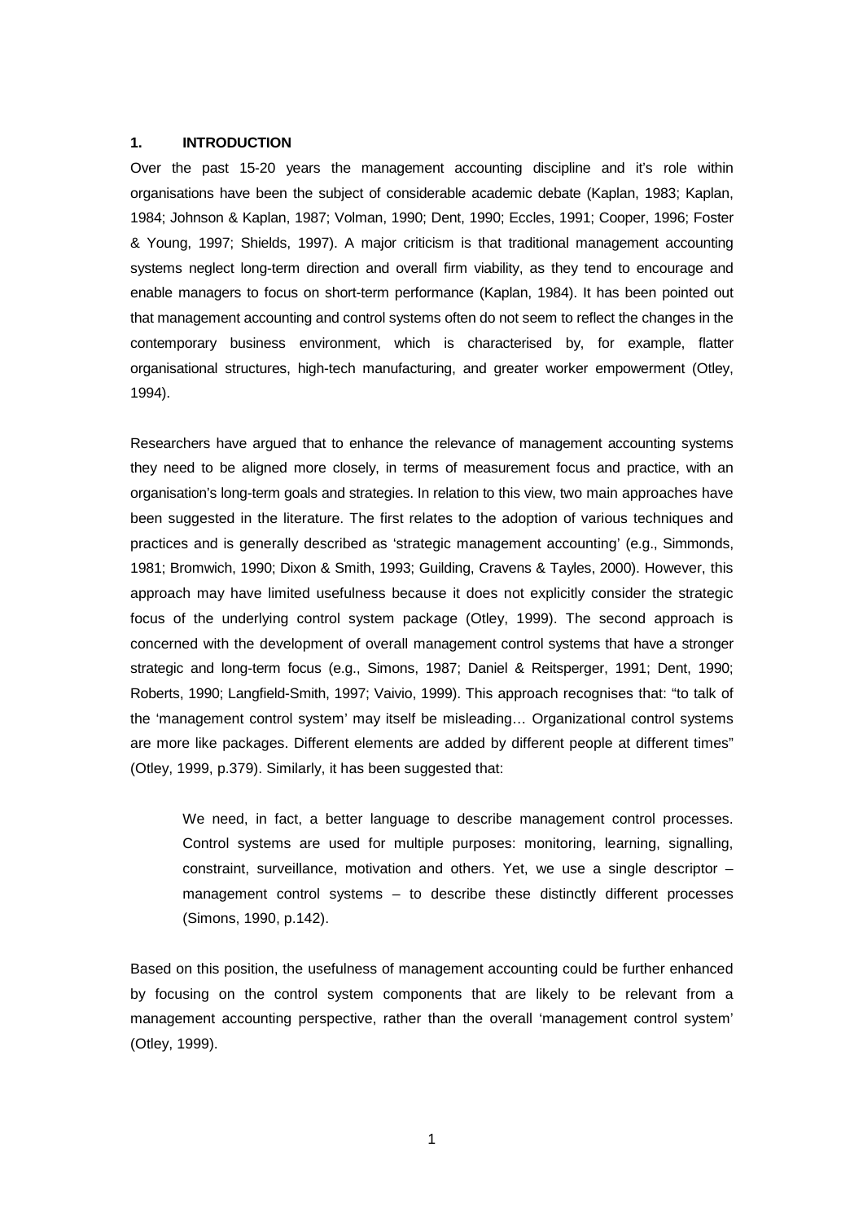## 1. INTRODUCTION

Over the past 15-20 years the management accounting discipline and it's role within organisations have been the subject of considerable academic debate (Kaplan, 1983; Kaplan, 1984; Johnson & Kaplan, 1987; Volman, 1990; Dent, 1990; Eccles, 1991; Cooper, 1996; Foster & Young, 1997; Shields, 1997). A major criticism is that traditional management accounting systems neglect long-term direction and overall firm viability, as they tend to encourage and enable managers to focus on short-term performance (Kaplan, 1984). It has been pointed out that management accounting and control systems often do not seem to reflect the changes in the contemporary business environment, which is characterised by, for example, flatter organisational structures, high-tech manufacturing, and greater worker empowerment (Otley, 1994).

Researchers have argued that to enhance the relevance of management accounting systems they need to be aligned more closely, in terms of measurement focus and practice, with an organisation's long-term goals and strategies. In relation to this view, two main approaches have been suggested in the literature. The first relates to the adoption of various techniques and practices and is generally described as 'strategic management accounting' (e.g., Simmonds, 1981; Bromwich, 1990; Dixon & Smith, 1993; Guilding, Cravens & Tayles, 2000). However, this approach may have limited usefulness because it does not explicitly consider the strategic focus of the underlying control system package (Otley, 1999). The second approach is concerned with the development of overall management control systems that have a stronger strategic and long-term focus (e.g., Simons, 1987; Daniel & Reitsperger, 1991; Dent, 1990; Roberts, 1990; Langfield-Smith, 1997; Vaivio, 1999). This approach recognises that: "to talk of the 'management control system' may itself be misleading… Organizational control systems are more like packages. Different elements are added by different people at different times" (Otley, 1999, p.379). Similarly, it has been suggested that:

> We need, in fact, a better language to describe management control processes. Control systems are used for multiple purposes: monitoring, learning, signalling, constraint, surveillance, motivation and others. Yet, we use a single descriptor – management control systems – to describe these distinctly different processes (Simons, 1990, p.142).

Based on this position, the usefulness of management accounting could be further enhanced by focusing on the control system components that are likely to be relevant from a management accounting perspective, rather than the overall 'management control system' (Otley, 1999).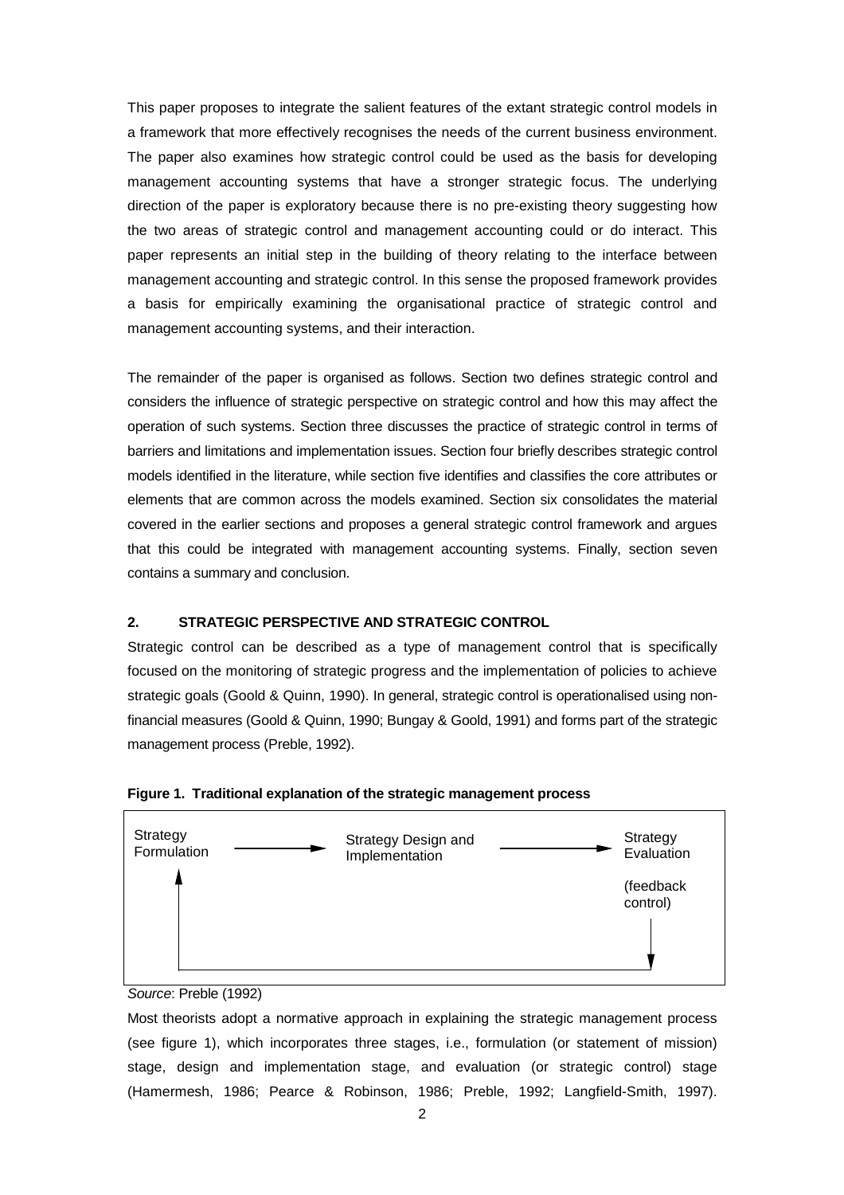This paper proposes to integrate the salient features of the extant strategic control models in a framework that more effectively recognises the needs of the current business environment. The paper also examines how strategic control could be used as the basis for developing management accounting systems that have a stronger strategic focus. The underlying direction of the paper is exploratory because there is no pre-existing theory suggesting how the two areas of strategic control and management accounting could or do interact. This paper represents an initial step in the building of theory relating to the interface between management accounting and strategic control. In this sense the proposed framework provides a basis for empirically examining the organisational practice of strategic control and management accounting systems, and their interaction.

The remainder of the paper is organised as follows. Section two defines strategic control and considers the influence of strategic perspective on strategic control and how this may affect the operation of such systems. Section three discusses the practice of strategic control in terms of barriers and limitations and implementation issues. Section four briefly describes strategic control models identified in the literature, while section five identifies and classifies the core attributes or elements that are common across the models examined. Section six consolidates the material covered in the earlier sections and proposes a general strategic control framework and argues that this could be integrated with management accounting systems. Finally, section seven contains a summary and conclusion.

## 2. STRATEGIC PERSPECTIVE AND STRATEGIC CONTROL

Strategic control can be described as a type of management control that is specifically focused on the monitoring of strategic progress and the implementation of policies to achieve strategic goals (Goold & Quinn, 1990). In general, strategic control is operationalised using non-financial measures (Goold & Quinn, 1990; Bungay & Goold, 1991) and forms part of the strategic management process (Preble, 1992).

**Figure 1. Traditional explanation of the strategic management process**

```
Strategy Formulation  ------>  Strategy Design and Implementation  ------>  Strategy Evaluation
        ^                                                                  (feedback control)
        |                                                                          |
        +--------------------------------------------------------------------------+
```

*Source*: Preble (1992)

Most theorists adopt a normative approach in explaining the strategic management process (see figure 1), which incorporates three stages, i.e., formulation (or statement of mission) stage, design and implementation stage, and evaluation (or strategic control) stage (Hamermesh, 1986; Pearce & Robinson, 1986; Preble, 1992; Langfield-Smith, 1997).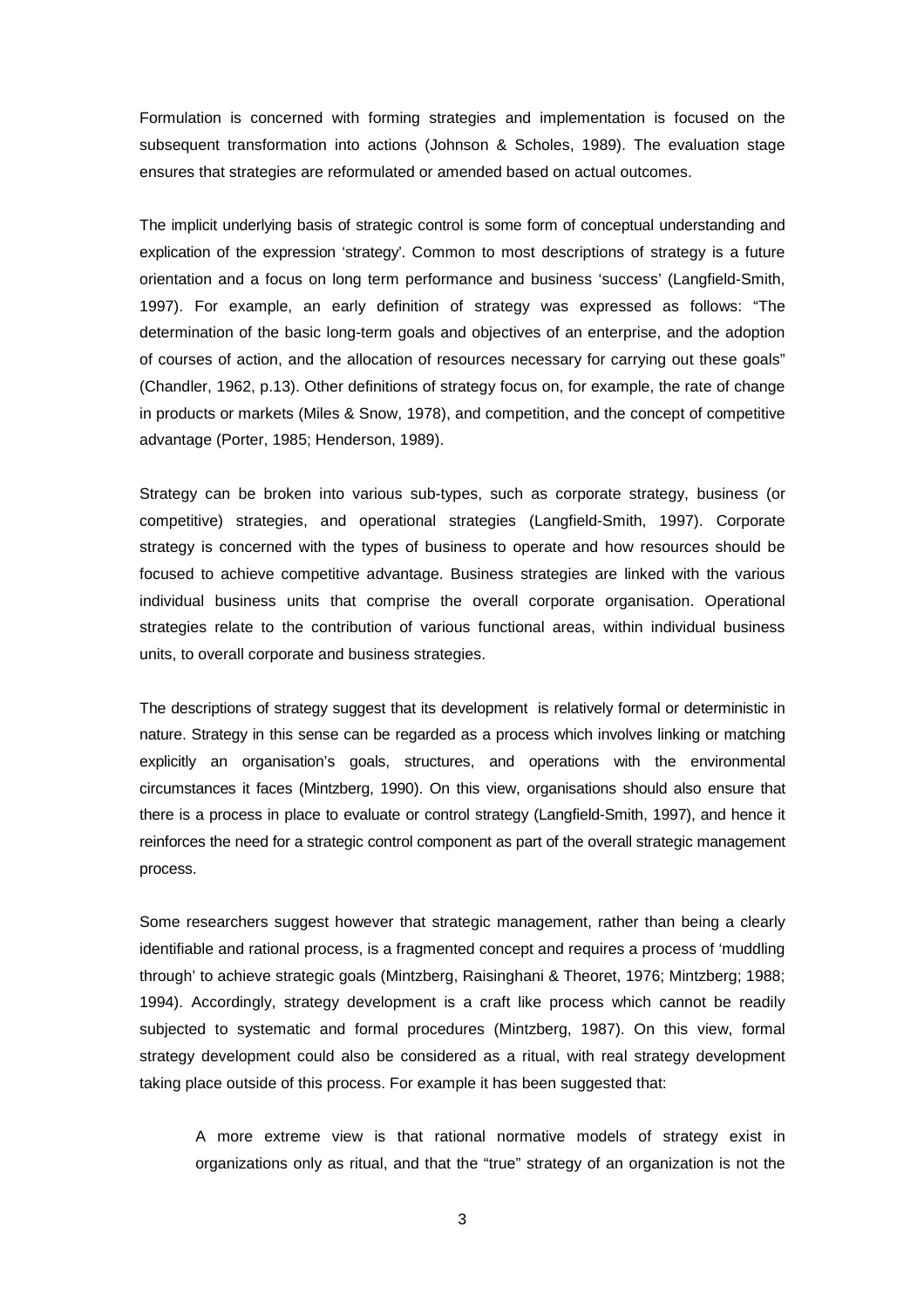Formulation is concerned with forming strategies and implementation is focused on the subsequent transformation into actions (Johnson & Scholes, 1989). The evaluation stage ensures that strategies are reformulated or amended based on actual outcomes.

The implicit underlying basis of strategic control is some form of conceptual understanding and explication of the expression 'strategy'. Common to most descriptions of strategy is a future orientation and a focus on long term performance and business 'success' (Langfield-Smith, 1997). For example, an early definition of strategy was expressed as follows: "The determination of the basic long-term goals and objectives of an enterprise, and the adoption of courses of action, and the allocation of resources necessary for carrying out these goals" (Chandler, 1962, p.13). Other definitions of strategy focus on, for example, the rate of change in products or markets (Miles & Snow, 1978), and competition, and the concept of competitive advantage (Porter, 1985; Henderson, 1989).

Strategy can be broken into various sub-types, such as corporate strategy, business (or competitive) strategies, and operational strategies (Langfield-Smith, 1997). Corporate strategy is concerned with the types of business to operate and how resources should be focused to achieve competitive advantage. Business strategies are linked with the various individual business units that comprise the overall corporate organisation. Operational strategies relate to the contribution of various functional areas, within individual business units, to overall corporate and business strategies.

The descriptions of strategy suggest that its development is relatively formal or deterministic in nature. Strategy in this sense can be regarded as a process which involves linking or matching explicitly an organisation's goals, structures, and operations with the environmental circumstances it faces (Mintzberg, 1990). On this view, organisations should also ensure that there is a process in place to evaluate or control strategy (Langfield-Smith, 1997), and hence it reinforces the need for a strategic control component as part of the overall strategic management process.

Some researchers suggest however that strategic management, rather than being a clearly identifiable and rational process, is a fragmented concept and requires a process of 'muddling through' to achieve strategic goals (Mintzberg, Raisinghani & Theoret, 1976; Mintzberg; 1988; 1994). Accordingly, strategy development is a craft like process which cannot be readily subjected to systematic and formal procedures (Mintzberg, 1987). On this view, formal strategy development could also be considered as a ritual, with real strategy development taking place outside of this process. For example it has been suggested that:

> A more extreme view is that rational normative models of strategy exist in organizations only as ritual, and that the "true" strategy of an organization is not the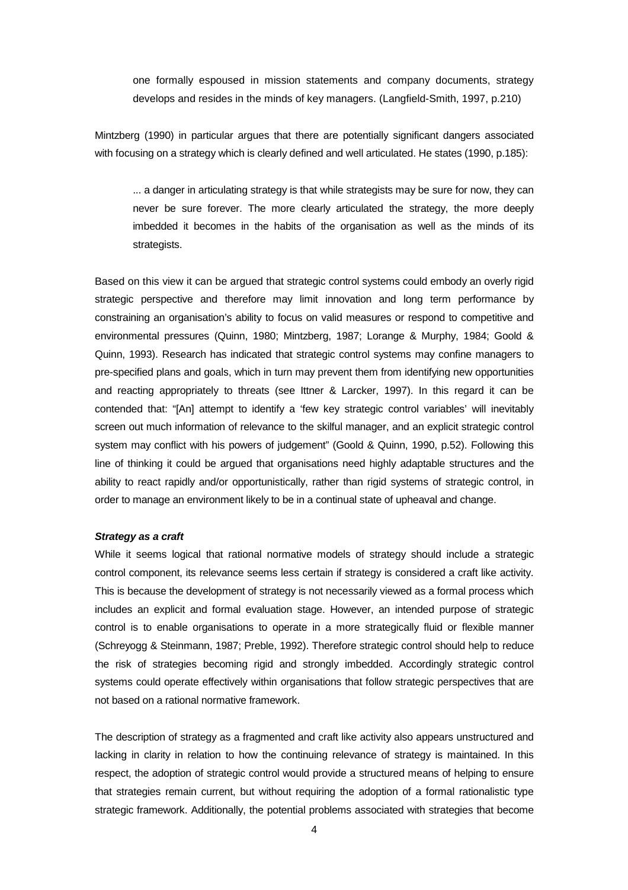> one formally espoused in mission statements and company documents, strategy develops and resides in the minds of key managers. (Langfield-Smith, 1997, p.210)

Mintzberg (1990) in particular argues that there are potentially significant dangers associated with focusing on a strategy which is clearly defined and well articulated. He states (1990, p.185):

> ... a danger in articulating strategy is that while strategists may be sure for now, they can never be sure forever. The more clearly articulated the strategy, the more deeply imbedded it becomes in the habits of the organisation as well as the minds of its strategists.

Based on this view it can be argued that strategic control systems could embody an overly rigid strategic perspective and therefore may limit innovation and long term performance by constraining an organisation's ability to focus on valid measures or respond to competitive and environmental pressures (Quinn, 1980; Mintzberg, 1987; Lorange & Murphy, 1984; Goold & Quinn, 1993). Research has indicated that strategic control systems may confine managers to pre-specified plans and goals, which in turn may prevent them from identifying new opportunities and reacting appropriately to threats (see Ittner & Larcker, 1997). In this regard it can be contended that: "[An] attempt to identify a 'few key strategic control variables' will inevitably screen out much information of relevance to the skilful manager, and an explicit strategic control system may conflict with his powers of judgement" (Goold & Quinn, 1990, p.52). Following this line of thinking it could be argued that organisations need highly adaptable structures and the ability to react rapidly and/or opportunistically, rather than rigid systems of strategic control, in order to manage an environment likely to be in a continual state of upheaval and change.

***Strategy as a craft***

While it seems logical that rational normative models of strategy should include a strategic control component, its relevance seems less certain if strategy is considered a craft like activity. This is because the development of strategy is not necessarily viewed as a formal process which includes an explicit and formal evaluation stage. However, an intended purpose of strategic control is to enable organisations to operate in a more strategically fluid or flexible manner (Schreyogg & Steinmann, 1987; Preble, 1992). Therefore strategic control should help to reduce the risk of strategies becoming rigid and strongly imbedded. Accordingly strategic control systems could operate effectively within organisations that follow strategic perspectives that are not based on a rational normative framework.

The description of strategy as a fragmented and craft like activity also appears unstructured and lacking in clarity in relation to how the continuing relevance of strategy is maintained. In this respect, the adoption of strategic control would provide a structured means of helping to ensure that strategies remain current, but without requiring the adoption of a formal rationalistic type strategic framework. Additionally, the potential problems associated with strategies that become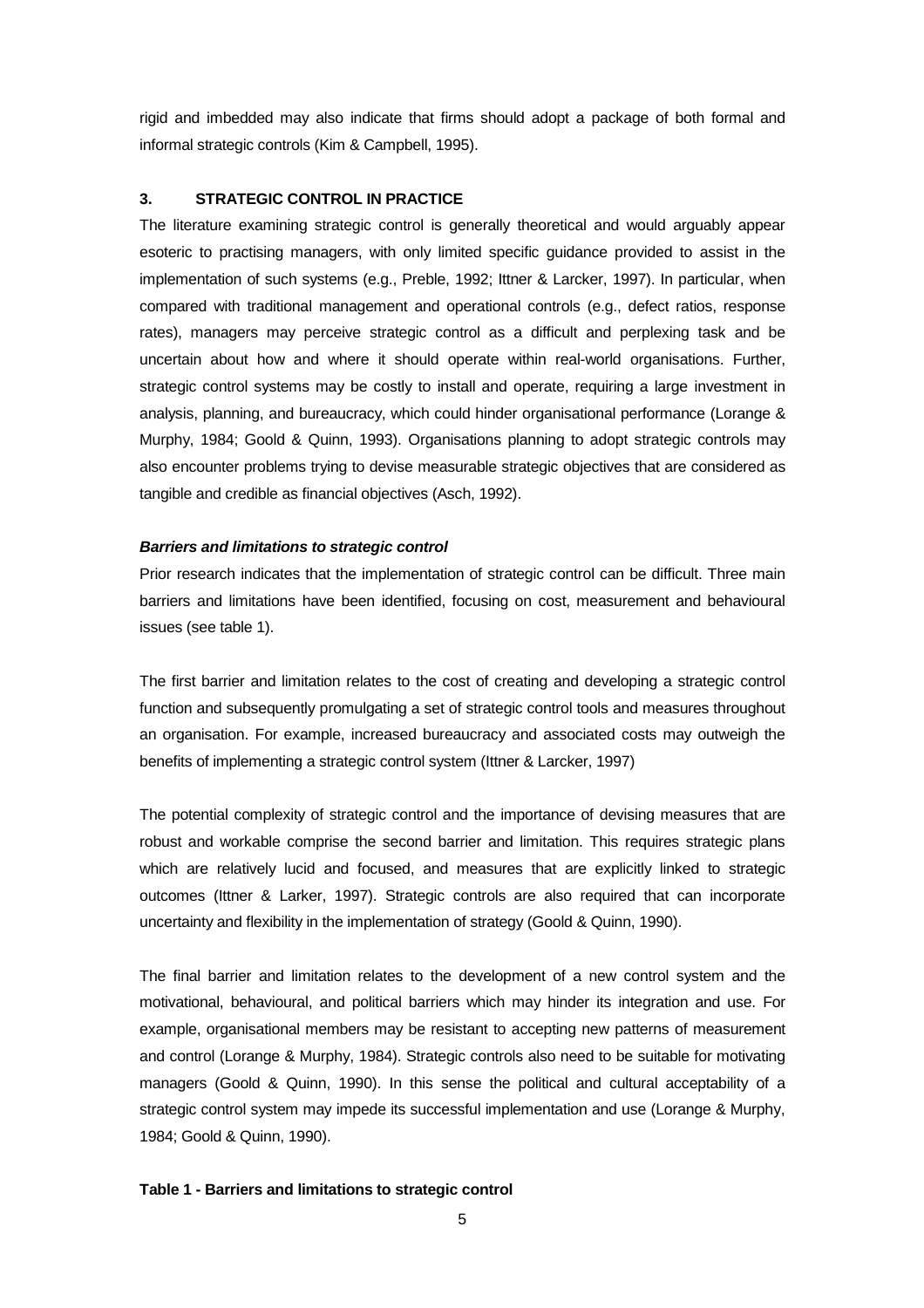rigid and imbedded may also indicate that firms should adopt a package of both formal and informal strategic controls (Kim & Campbell, 1995).

## 3. STRATEGIC CONTROL IN PRACTICE

The literature examining strategic control is generally theoretical and would arguably appear esoteric to practising managers, with only limited specific guidance provided to assist in the implementation of such systems (e.g., Preble, 1992; Ittner & Larcker, 1997). In particular, when compared with traditional management and operational controls (e.g., defect ratios, response rates), managers may perceive strategic control as a difficult and perplexing task and be uncertain about how and where it should operate within real-world organisations. Further, strategic control systems may be costly to install and operate, requiring a large investment in analysis, planning, and bureaucracy, which could hinder organisational performance (Lorange & Murphy, 1984; Goold & Quinn, 1993). Organisations planning to adopt strategic controls may also encounter problems trying to devise measurable strategic objectives that are considered as tangible and credible as financial objectives (Asch, 1992).

### *Barriers and limitations to strategic control*

Prior research indicates that the implementation of strategic control can be difficult. Three main barriers and limitations have been identified, focusing on cost, measurement and behavioural issues (see table 1).

The first barrier and limitation relates to the cost of creating and developing a strategic control function and subsequently promulgating a set of strategic control tools and measures throughout an organisation. For example, increased bureaucracy and associated costs may outweigh the benefits of implementing a strategic control system (Ittner & Larcker, 1997)

The potential complexity of strategic control and the importance of devising measures that are robust and workable comprise the second barrier and limitation. This requires strategic plans which are relatively lucid and focused, and measures that are explicitly linked to strategic outcomes (Ittner & Larker, 1997). Strategic controls are also required that can incorporate uncertainty and flexibility in the implementation of strategy (Goold & Quinn, 1990).

The final barrier and limitation relates to the development of a new control system and the motivational, behavioural, and political barriers which may hinder its integration and use. For example, organisational members may be resistant to accepting new patterns of measurement and control (Lorange & Murphy, 1984). Strategic controls also need to be suitable for motivating managers (Goold & Quinn, 1990). In this sense the political and cultural acceptability of a strategic control system may impede its successful implementation and use (Lorange & Murphy, 1984; Goold & Quinn, 1990).

**Table 1 - Barriers and limitations to strategic control**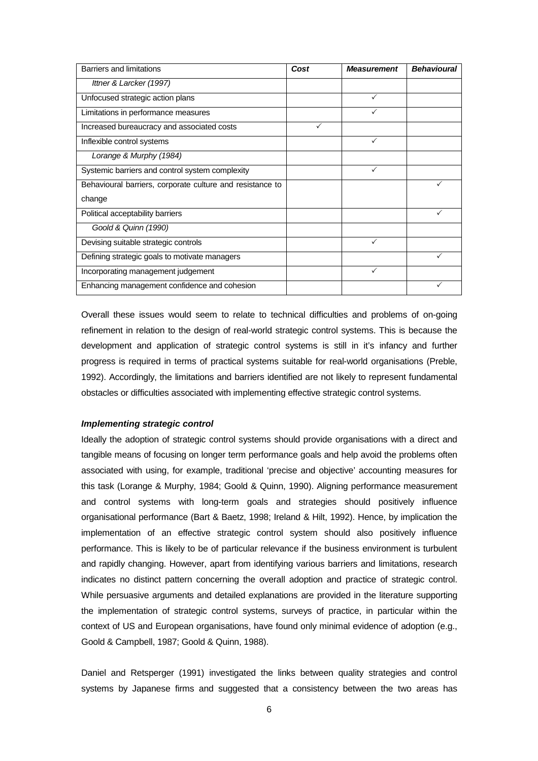| Barriers and limitations | ***Cost*** | ***Measurement*** | ***Behavioural*** |
|---|---|---|---|
| *Ittner & Larcker (1997)* | | | |
| Unfocused strategic action plans | | ✓ | |
| Limitations in performance measures | | ✓ | |
| Increased bureaucracy and associated costs | ✓ | | |
| Inflexible control systems | | ✓ | |
| *Lorange & Murphy (1984)* | | | |
| Systemic barriers and control system complexity | | ✓ | |
| Behavioural barriers, corporate culture and resistance to change | | | ✓ |
| Political acceptability barriers | | | ✓ |
| *Goold & Quinn (1990)* | | | |
| Devising suitable strategic controls | | ✓ | |
| Defining strategic goals to motivate managers | | | ✓ |
| Incorporating management judgement | | ✓ | |
| Enhancing management confidence and cohesion | | | ✓ |

Overall these issues would seem to relate to technical difficulties and problems of on-going refinement in relation to the design of real-world strategic control systems. This is because the development and application of strategic control systems is still in it's infancy and further progress is required in terms of practical systems suitable for real-world organisations (Preble, 1992). Accordingly, the limitations and barriers identified are not likely to represent fundamental obstacles or difficulties associated with implementing effective strategic control systems.

***Implementing strategic control***

Ideally the adoption of strategic control systems should provide organisations with a direct and tangible means of focusing on longer term performance goals and help avoid the problems often associated with using, for example, traditional 'precise and objective' accounting measures for this task (Lorange & Murphy, 1984; Goold & Quinn, 1990). Aligning performance measurement and control systems with long-term goals and strategies should positively influence organisational performance (Bart & Baetz, 1998; Ireland & Hilt, 1992). Hence, by implication the implementation of an effective strategic control system should also positively influence performance. This is likely to be of particular relevance if the business environment is turbulent and rapidly changing. However, apart from identifying various barriers and limitations, research indicates no distinct pattern concerning the overall adoption and practice of strategic control. While persuasive arguments and detailed explanations are provided in the literature supporting the implementation of strategic control systems, surveys of practice, in particular within the context of US and European organisations, have found only minimal evidence of adoption (e.g., Goold & Campbell, 1987; Goold & Quinn, 1988).

Daniel and Retsperger (1991) investigated the links between quality strategies and control systems by Japanese firms and suggested that a consistency between the two areas has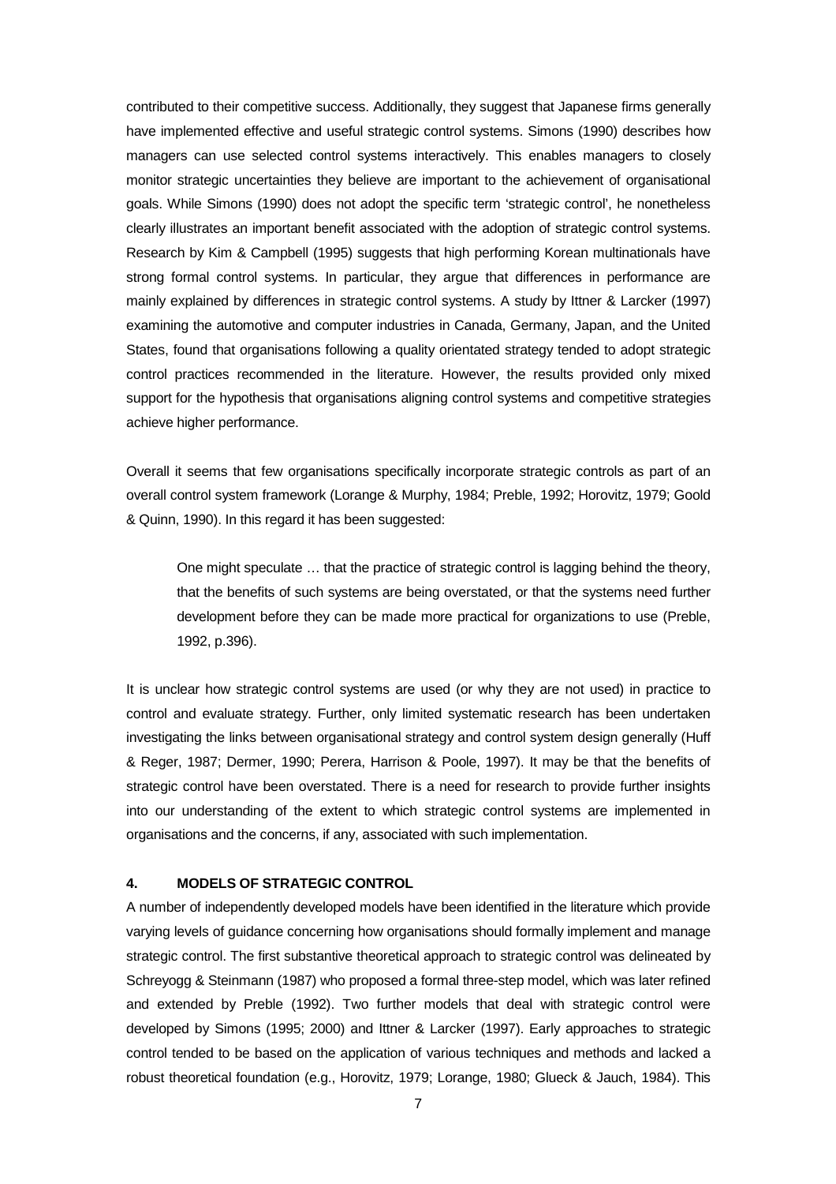contributed to their competitive success. Additionally, they suggest that Japanese firms generally have implemented effective and useful strategic control systems. Simons (1990) describes how managers can use selected control systems interactively. This enables managers to closely monitor strategic uncertainties they believe are important to the achievement of organisational goals. While Simons (1990) does not adopt the specific term 'strategic control', he nonetheless clearly illustrates an important benefit associated with the adoption of strategic control systems. Research by Kim & Campbell (1995) suggests that high performing Korean multinationals have strong formal control systems. In particular, they argue that differences in performance are mainly explained by differences in strategic control systems. A study by Ittner & Larcker (1997) examining the automotive and computer industries in Canada, Germany, Japan, and the United States, found that organisations following a quality orientated strategy tended to adopt strategic control practices recommended in the literature. However, the results provided only mixed support for the hypothesis that organisations aligning control systems and competitive strategies achieve higher performance.

Overall it seems that few organisations specifically incorporate strategic controls as part of an overall control system framework (Lorange & Murphy, 1984; Preble, 1992; Horovitz, 1979; Goold & Quinn, 1990). In this regard it has been suggested:

> One might speculate … that the practice of strategic control is lagging behind the theory, that the benefits of such systems are being overstated, or that the systems need further development before they can be made more practical for organizations to use (Preble, 1992, p.396).

It is unclear how strategic control systems are used (or why they are not used) in practice to control and evaluate strategy. Further, only limited systematic research has been undertaken investigating the links between organisational strategy and control system design generally (Huff & Reger, 1987; Dermer, 1990; Perera, Harrison & Poole, 1997). It may be that the benefits of strategic control have been overstated. There is a need for research to provide further insights into our understanding of the extent to which strategic control systems are implemented in organisations and the concerns, if any, associated with such implementation.

## 4. MODELS OF STRATEGIC CONTROL

A number of independently developed models have been identified in the literature which provide varying levels of guidance concerning how organisations should formally implement and manage strategic control. The first substantive theoretical approach to strategic control was delineated by Schreyogg & Steinmann (1987) who proposed a formal three-step model, which was later refined and extended by Preble (1992). Two further models that deal with strategic control were developed by Simons (1995; 2000) and Ittner & Larcker (1997). Early approaches to strategic control tended to be based on the application of various techniques and methods and lacked a robust theoretical foundation (e.g., Horovitz, 1979; Lorange, 1980; Glueck & Jauch, 1984). This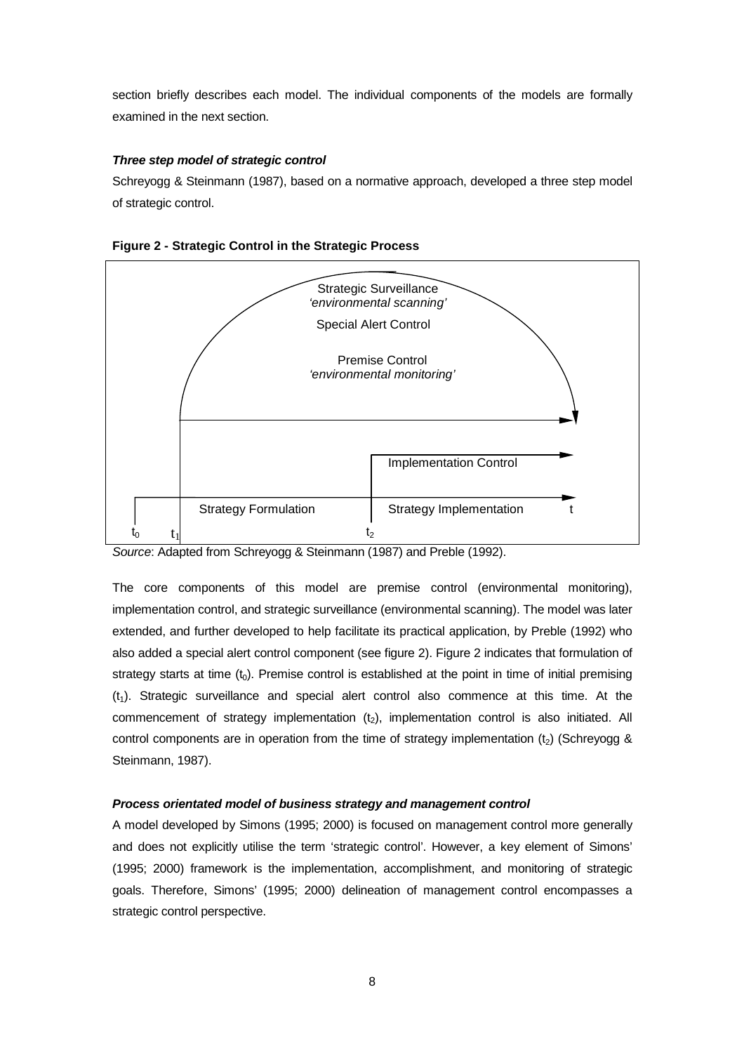section briefly describes each model. The individual components of the models are formally examined in the next section.

***Three step model of strategic control***

Schreyogg & Steinmann (1987), based on a normative approach, developed a three step model of strategic control.

**Figure 2 - Strategic Control in the Strategic Process**

Strategic Surveillance
*'environmental scanning'*

Special Alert Control

Premise Control
*'environmental monitoring'*

Implementation Control

Strategy Formulation | Strategy Implementation | t

$t_0$ $t_1$ $t_2$

*Source*: Adapted from Schreyogg & Steinmann (1987) and Preble (1992).

The core components of this model are premise control (environmental monitoring), implementation control, and strategic surveillance (environmental scanning). The model was later extended, and further developed to help facilitate its practical application, by Preble (1992) who also added a special alert control component (see figure 2). Figure 2 indicates that formulation of strategy starts at time ($t_0$). Premise control is established at the point in time of initial premising ($t_1$). Strategic surveillance and special alert control also commence at this time. At the commencement of strategy implementation ($t_2$), implementation control is also initiated. All control components are in operation from the time of strategy implementation ($t_2$) (Schreyogg & Steinmann, 1987).

***Process orientated model of business strategy and management control***

A model developed by Simons (1995; 2000) is focused on management control more generally and does not explicitly utilise the term 'strategic control'. However, a key element of Simons' (1995; 2000) framework is the implementation, accomplishment, and monitoring of strategic goals. Therefore, Simons' (1995; 2000) delineation of management control encompasses a strategic control perspective.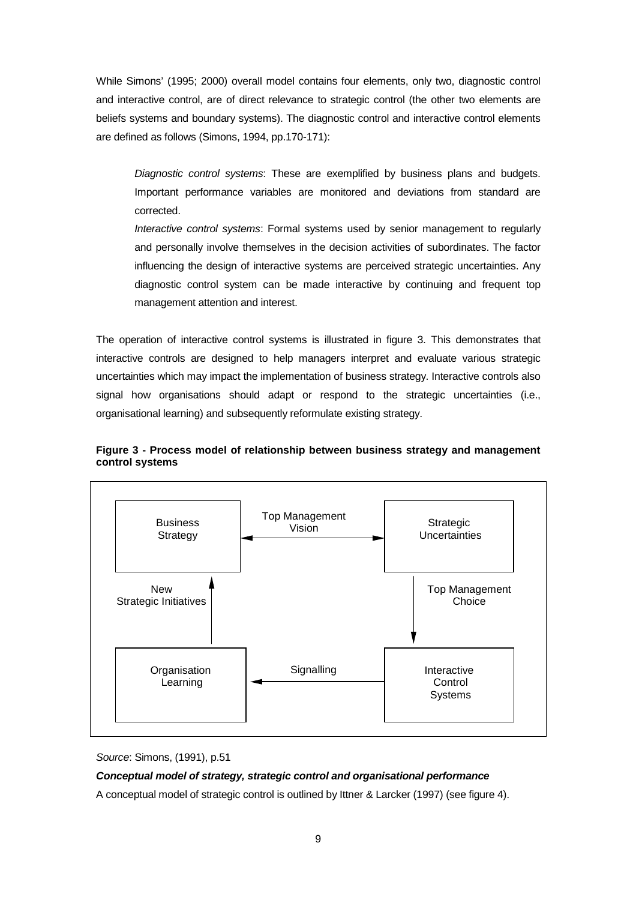While Simons' (1995; 2000) overall model contains four elements, only two, diagnostic control and interactive control, are of direct relevance to strategic control (the other two elements are beliefs systems and boundary systems). The diagnostic control and interactive control elements are defined as follows (Simons, 1994, pp.170-171):

> *Diagnostic control systems*: These are exemplified by business plans and budgets. Important performance variables are monitored and deviations from standard are corrected.
>
> *Interactive control systems*: Formal systems used by senior management to regularly and personally involve themselves in the decision activities of subordinates. The factor influencing the design of interactive systems are perceived strategic uncertainties. Any diagnostic control system can be made interactive by continuing and frequent top management attention and interest.

The operation of interactive control systems is illustrated in figure 3. This demonstrates that interactive controls are designed to help managers interpret and evaluate various strategic uncertainties which may impact the implementation of business strategy. Interactive controls also signal how organisations should adapt or respond to the strategic uncertainties (i.e., organisational learning) and subsequently reformulate existing strategy.

**Figure 3 - Process model of relationship between business strategy and management control systems**

```
+------------------+      Top Management       +------------------+
|     Business     |          Vision           |    Strategic     |
|     Strategy     | <-----------------------> |  Uncertainties   |
+------------------+                           +------------------+
         ^                                              |
         |  New                         Top Management  |
         |  Strategic Initiatives               Choice  |
         |                                              v
+------------------+                           +------------------+
|   Organisation   |         Signalling        |   Interactive    |
|     Learning     | <------------------------ |     Control      |
|                  |                           |     Systems      |
+------------------+                           +------------------+
```

*Source*: Simons, (1991), p.51

***Conceptual model of strategy, strategic control and organisational performance***

A conceptual model of strategic control is outlined by Ittner & Larcker (1997) (see figure 4).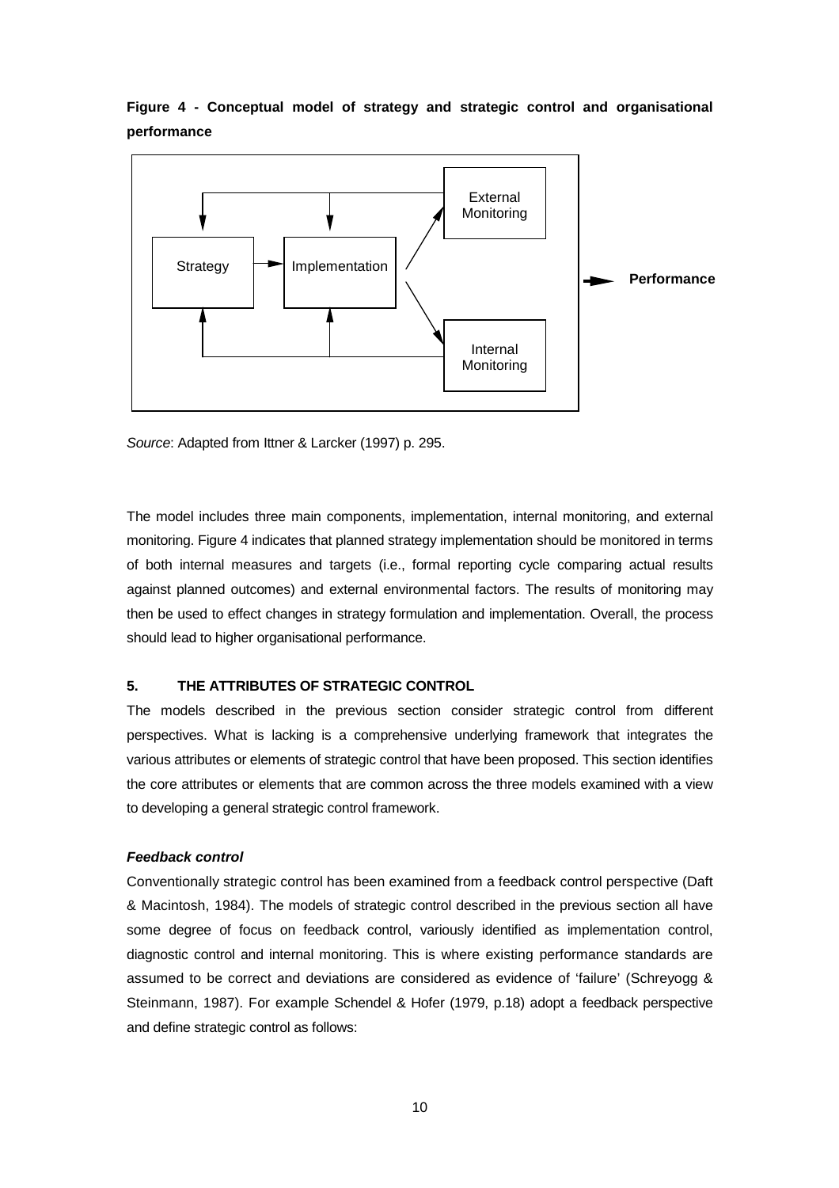**Figure 4 - Conceptual model of strategy and strategic control and organisational performance**

*Source*: Adapted from Ittner & Larcker (1997) p. 295.

The model includes three main components, implementation, internal monitoring, and external monitoring. Figure 4 indicates that planned strategy implementation should be monitored in terms of both internal measures and targets (i.e., formal reporting cycle comparing actual results against planned outcomes) and external environmental factors. The results of monitoring may then be used to effect changes in strategy formulation and implementation. Overall, the process should lead to higher organisational performance.

## 5. THE ATTRIBUTES OF STRATEGIC CONTROL

The models described in the previous section consider strategic control from different perspectives. What is lacking is a comprehensive underlying framework that integrates the various attributes or elements of strategic control that have been proposed. This section identifies the core attributes or elements that are common across the three models examined with a view to developing a general strategic control framework.

### *Feedback control*

Conventionally strategic control has been examined from a feedback control perspective (Daft & Macintosh, 1984). The models of strategic control described in the previous section all have some degree of focus on feedback control, variously identified as implementation control, diagnostic control and internal monitoring. This is where existing performance standards are assumed to be correct and deviations are considered as evidence of 'failure' (Schreyogg & Steinmann, 1987). For example Schendel & Hofer (1979, p.18) adopt a feedback perspective and define strategic control as follows: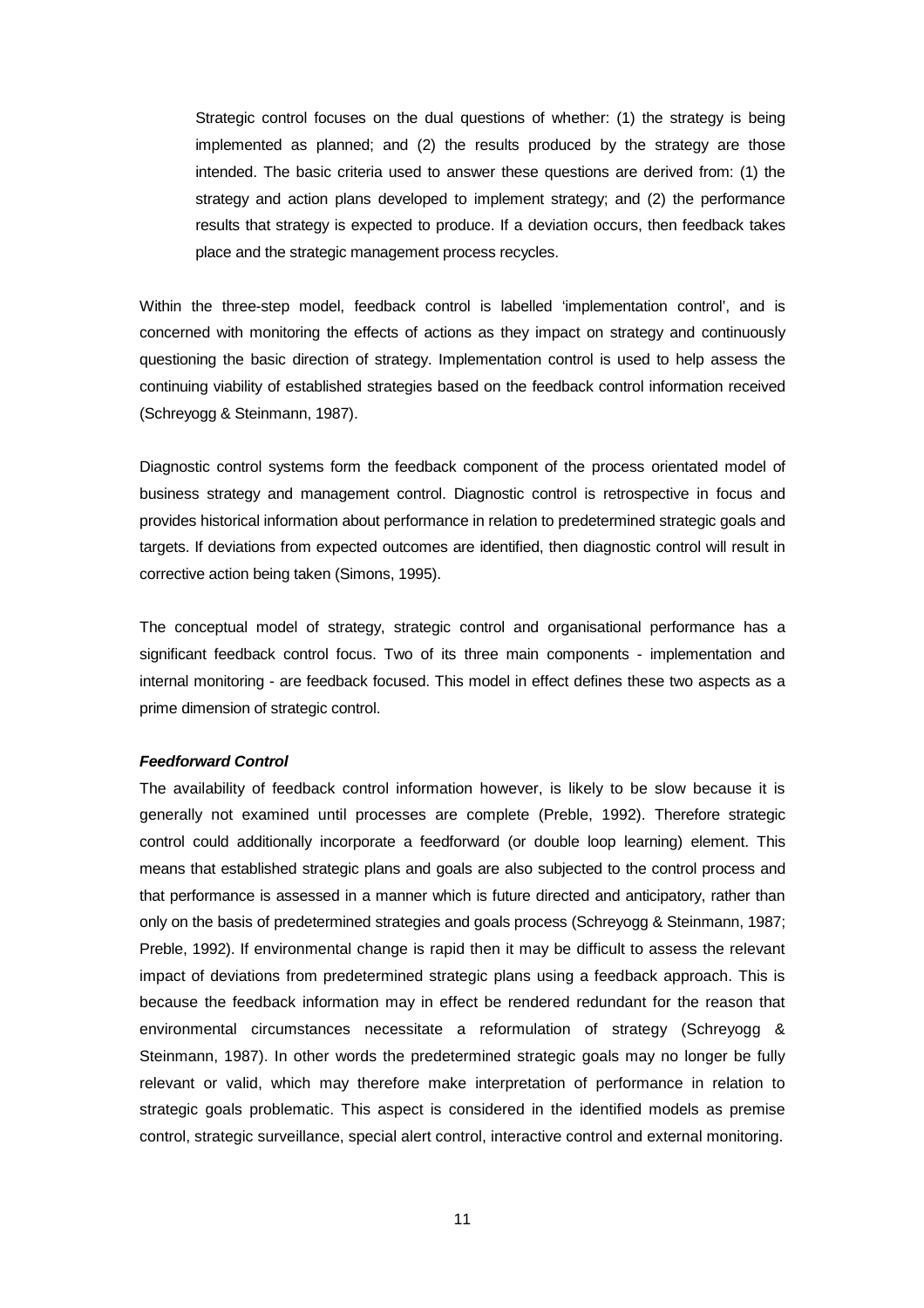> Strategic control focuses on the dual questions of whether: (1) the strategy is being implemented as planned; and (2) the results produced by the strategy are those intended. The basic criteria used to answer these questions are derived from: (1) the strategy and action plans developed to implement strategy; and (2) the performance results that strategy is expected to produce. If a deviation occurs, then feedback takes place and the strategic management process recycles.

Within the three-step model, feedback control is labelled 'implementation control', and is concerned with monitoring the effects of actions as they impact on strategy and continuously questioning the basic direction of strategy. Implementation control is used to help assess the continuing viability of established strategies based on the feedback control information received (Schreyogg & Steinmann, 1987).

Diagnostic control systems form the feedback component of the process orientated model of business strategy and management control. Diagnostic control is retrospective in focus and provides historical information about performance in relation to predetermined strategic goals and targets. If deviations from expected outcomes are identified, then diagnostic control will result in corrective action being taken (Simons, 1995).

The conceptual model of strategy, strategic control and organisational performance has a significant feedback control focus. Two of its three main components - implementation and internal monitoring - are feedback focused. This model in effect defines these two aspects as a prime dimension of strategic control.

***Feedforward Control***

The availability of feedback control information however, is likely to be slow because it is generally not examined until processes are complete (Preble, 1992). Therefore strategic control could additionally incorporate a feedforward (or double loop learning) element. This means that established strategic plans and goals are also subjected to the control process and that performance is assessed in a manner which is future directed and anticipatory, rather than only on the basis of predetermined strategies and goals process (Schreyogg & Steinmann, 1987; Preble, 1992). If environmental change is rapid then it may be difficult to assess the relevant impact of deviations from predetermined strategic plans using a feedback approach. This is because the feedback information may in effect be rendered redundant for the reason that environmental circumstances necessitate a reformulation of strategy (Schreyogg & Steinmann, 1987). In other words the predetermined strategic goals may no longer be fully relevant or valid, which may therefore make interpretation of performance in relation to strategic goals problematic. This aspect is considered in the identified models as premise control, strategic surveillance, special alert control, interactive control and external monitoring.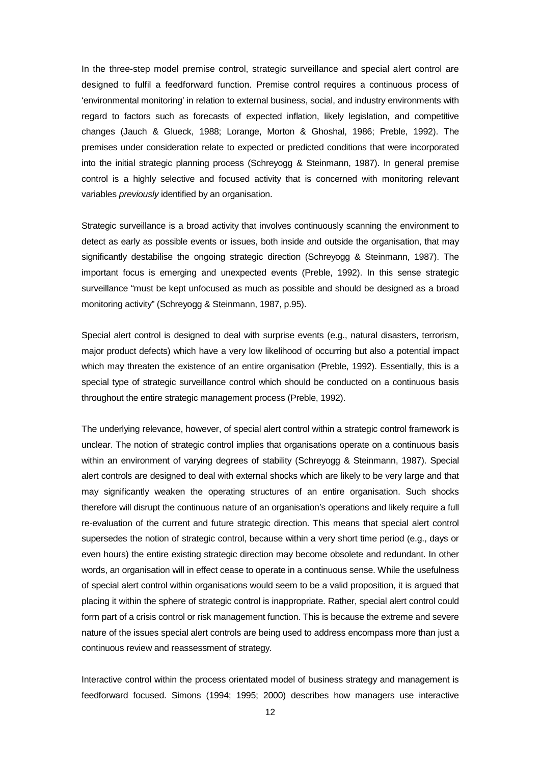In the three-step model premise control, strategic surveillance and special alert control are designed to fulfil a feedforward function. Premise control requires a continuous process of 'environmental monitoring' in relation to external business, social, and industry environments with regard to factors such as forecasts of expected inflation, likely legislation, and competitive changes (Jauch & Glueck, 1988; Lorange, Morton & Ghoshal, 1986; Preble, 1992). The premises under consideration relate to expected or predicted conditions that were incorporated into the initial strategic planning process (Schreyogg & Steinmann, 1987). In general premise control is a highly selective and focused activity that is concerned with monitoring relevant variables *previously* identified by an organisation.

Strategic surveillance is a broad activity that involves continuously scanning the environment to detect as early as possible events or issues, both inside and outside the organisation, that may significantly destabilise the ongoing strategic direction (Schreyogg & Steinmann, 1987). The important focus is emerging and unexpected events (Preble, 1992). In this sense strategic surveillance "must be kept unfocused as much as possible and should be designed as a broad monitoring activity" (Schreyogg & Steinmann, 1987, p.95).

Special alert control is designed to deal with surprise events (e.g., natural disasters, terrorism, major product defects) which have a very low likelihood of occurring but also a potential impact which may threaten the existence of an entire organisation (Preble, 1992). Essentially, this is a special type of strategic surveillance control which should be conducted on a continuous basis throughout the entire strategic management process (Preble, 1992).

The underlying relevance, however, of special alert control within a strategic control framework is unclear. The notion of strategic control implies that organisations operate on a continuous basis within an environment of varying degrees of stability (Schreyogg & Steinmann, 1987). Special alert controls are designed to deal with external shocks which are likely to be very large and that may significantly weaken the operating structures of an entire organisation. Such shocks therefore will disrupt the continuous nature of an organisation's operations and likely require a full re-evaluation of the current and future strategic direction. This means that special alert control supersedes the notion of strategic control, because within a very short time period (e.g., days or even hours) the entire existing strategic direction may become obsolete and redundant. In other words, an organisation will in effect cease to operate in a continuous sense. While the usefulness of special alert control within organisations would seem to be a valid proposition, it is argued that placing it within the sphere of strategic control is inappropriate. Rather, special alert control could form part of a crisis control or risk management function. This is because the extreme and severe nature of the issues special alert controls are being used to address encompass more than just a continuous review and reassessment of strategy.

Interactive control within the process orientated model of business strategy and management is feedforward focused. Simons (1994; 1995; 2000) describes how managers use interactive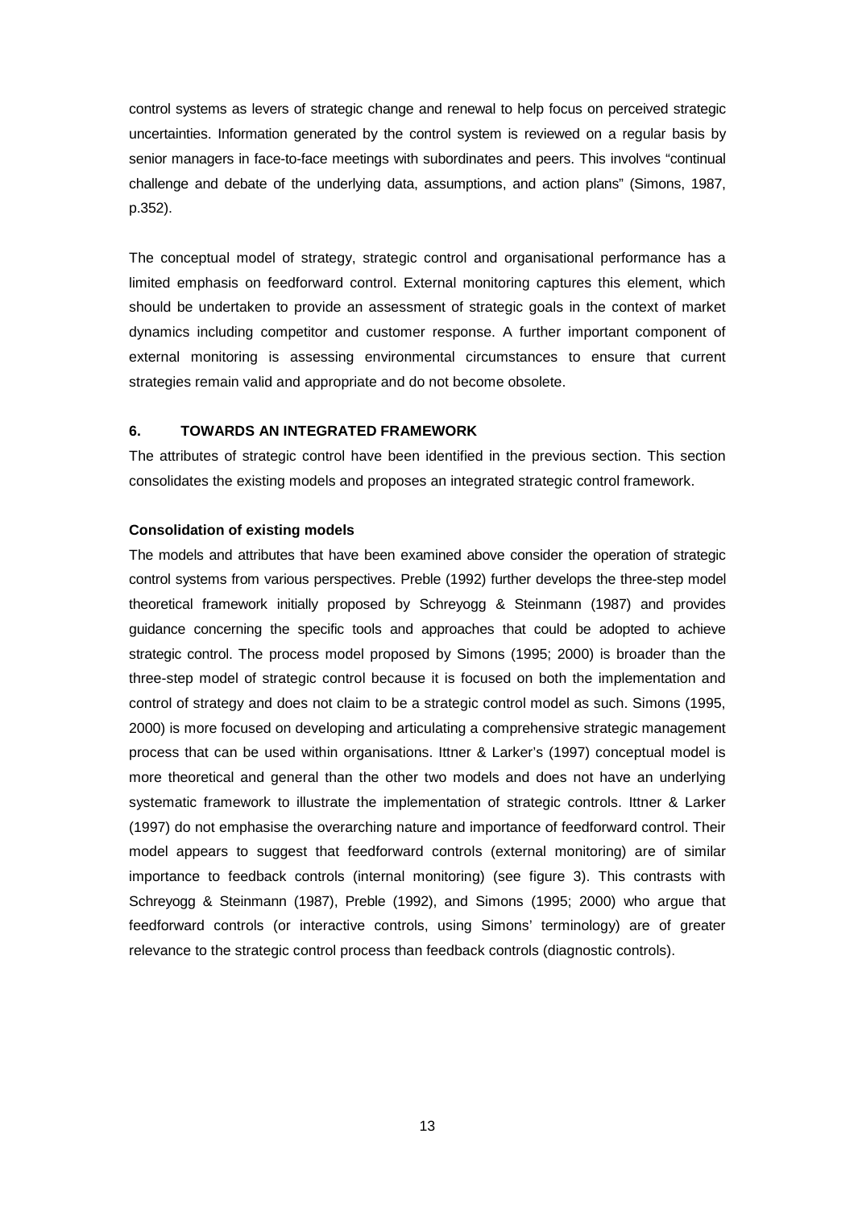control systems as levers of strategic change and renewal to help focus on perceived strategic uncertainties. Information generated by the control system is reviewed on a regular basis by senior managers in face-to-face meetings with subordinates and peers. This involves "continual challenge and debate of the underlying data, assumptions, and action plans" (Simons, 1987, p.352).

The conceptual model of strategy, strategic control and organisational performance has a limited emphasis on feedforward control. External monitoring captures this element, which should be undertaken to provide an assessment of strategic goals in the context of market dynamics including competitor and customer response. A further important component of external monitoring is assessing environmental circumstances to ensure that current strategies remain valid and appropriate and do not become obsolete.

## 6. TOWARDS AN INTEGRATED FRAMEWORK

The attributes of strategic control have been identified in the previous section. This section consolidates the existing models and proposes an integrated strategic control framework.

### Consolidation of existing models

The models and attributes that have been examined above consider the operation of strategic control systems from various perspectives. Preble (1992) further develops the three-step model theoretical framework initially proposed by Schreyogg & Steinmann (1987) and provides guidance concerning the specific tools and approaches that could be adopted to achieve strategic control. The process model proposed by Simons (1995; 2000) is broader than the three-step model of strategic control because it is focused on both the implementation and control of strategy and does not claim to be a strategic control model as such. Simons (1995, 2000) is more focused on developing and articulating a comprehensive strategic management process that can be used within organisations. Ittner & Larker's (1997) conceptual model is more theoretical and general than the other two models and does not have an underlying systematic framework to illustrate the implementation of strategic controls. Ittner & Larker (1997) do not emphasise the overarching nature and importance of feedforward control. Their model appears to suggest that feedforward controls (external monitoring) are of similar importance to feedback controls (internal monitoring) (see figure 3). This contrasts with Schreyogg & Steinmann (1987), Preble (1992), and Simons (1995; 2000) who argue that feedforward controls (or interactive controls, using Simons' terminology) are of greater relevance to the strategic control process than feedback controls (diagnostic controls).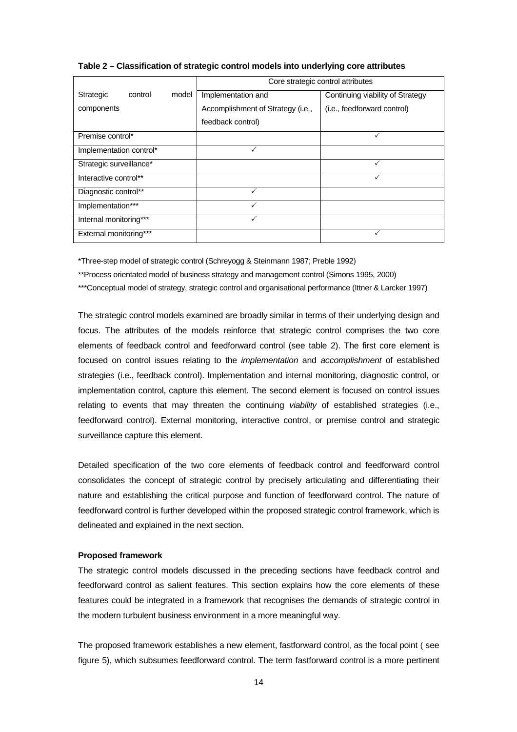**Table 2 – Classification of strategic control models into underlying core attributes**

| | Core strategic control attributes | |
|---|---|---|
| Strategic control model components | Implementation and Accomplishment of Strategy (i.e., feedback control) | Continuing viability of Strategy (i.e., feedforward control) |
| Premise control* | | ✓ |
| Implementation control* | ✓ | |
| Strategic surveillance* | | ✓ |
| Interactive control** | | ✓ |
| Diagnostic control** | ✓ | |
| Implementation*** | ✓ | |
| Internal monitoring*** | ✓ | |
| External monitoring*** | | ✓ |

*Three-step model of strategic control (Schreyogg & Steinmann 1987; Preble 1992)

**Process orientated model of business strategy and management control (Simons 1995, 2000)

***Conceptual model of strategy, strategic control and organisational performance (Ittner & Larcker 1997)

The strategic control models examined are broadly similar in terms of their underlying design and focus. The attributes of the models reinforce that strategic control comprises the two core elements of feedback control and feedforward control (see table 2). The first core element is focused on control issues relating to the *implementation* and *accomplishment* of established strategies (i.e., feedback control). Implementation and internal monitoring, diagnostic control, or implementation control, capture this element. The second element is focused on control issues relating to events that may threaten the continuing *viability* of established strategies (i.e., feedforward control). External monitoring, interactive control, or premise control and strategic surveillance capture this element.

Detailed specification of the two core elements of feedback control and feedforward control consolidates the concept of strategic control by precisely articulating and differentiating their nature and establishing the critical purpose and function of feedforward control. The nature of feedforward control is further developed within the proposed strategic control framework, which is delineated and explained in the next section.

**Proposed framework**

The strategic control models discussed in the preceding sections have feedback control and feedforward control as salient features. This section explains how the core elements of these features could be integrated in a framework that recognises the demands of strategic control in the modern turbulent business environment in a more meaningful way.

The proposed framework establishes a new element, fastforward control, as the focal point ( see figure 5), which subsumes feedforward control. The term fastforward control is a more pertinent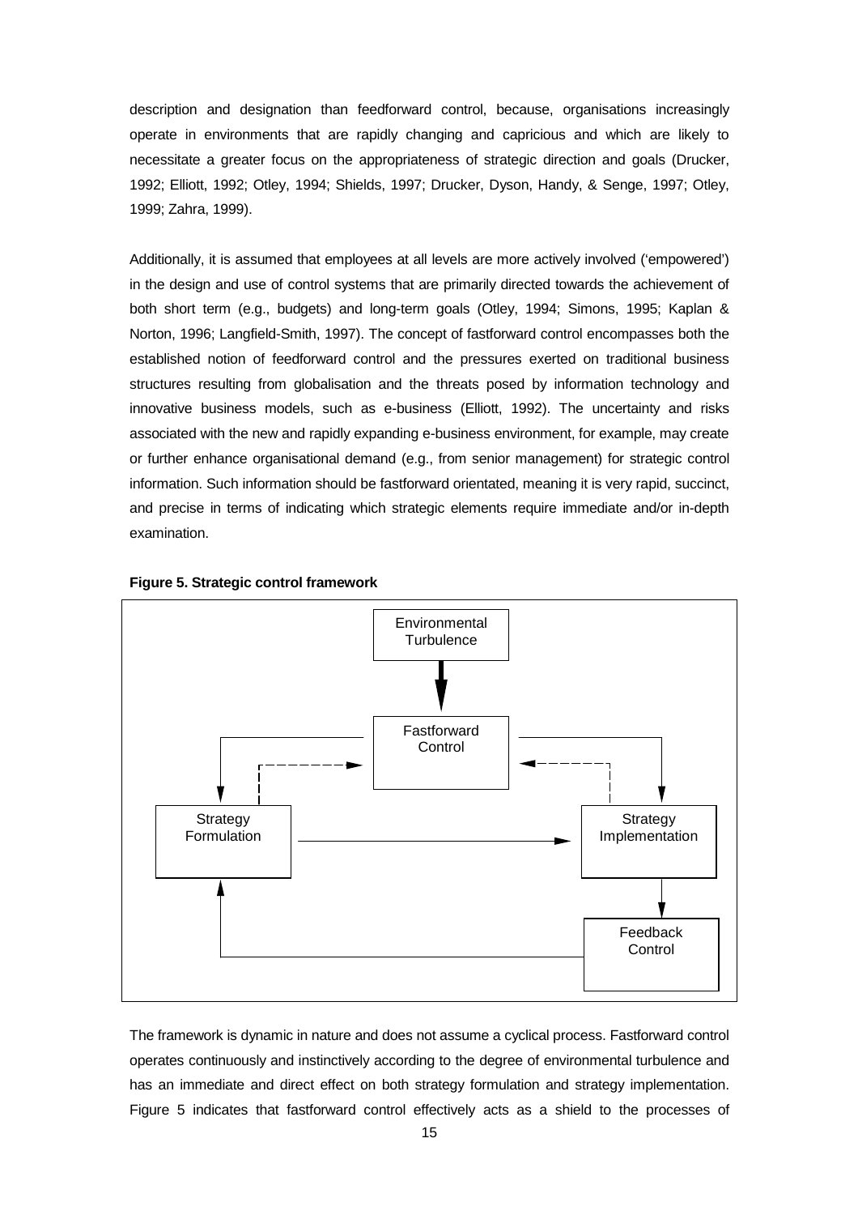description and designation than feedforward control, because, organisations increasingly operate in environments that are rapidly changing and capricious and which are likely to necessitate a greater focus on the appropriateness of strategic direction and goals (Drucker, 1992; Elliott, 1992; Otley, 1994; Shields, 1997; Drucker, Dyson, Handy, & Senge, 1997; Otley, 1999; Zahra, 1999).

Additionally, it is assumed that employees at all levels are more actively involved ('empowered') in the design and use of control systems that are primarily directed towards the achievement of both short term (e.g., budgets) and long-term goals (Otley, 1994; Simons, 1995; Kaplan & Norton, 1996; Langfield-Smith, 1997). The concept of fastforward control encompasses both the established notion of feedforward control and the pressures exerted on traditional business structures resulting from globalisation and the threats posed by information technology and innovative business models, such as e-business (Elliott, 1992). The uncertainty and risks associated with the new and rapidly expanding e-business environment, for example, may create or further enhance organisational demand (e.g., from senior management) for strategic control information. Such information should be fastforward orientated, meaning it is very rapid, succinct, and precise in terms of indicating which strategic elements require immediate and/or in-depth examination.

**Figure 5. Strategic control framework**

Environmental Turbulence

Fastforward Control

Strategy Formulation

Strategy Implementation

Feedback Control

The framework is dynamic in nature and does not assume a cyclical process. Fastforward control operates continuously and instinctively according to the degree of environmental turbulence and has an immediate and direct effect on both strategy formulation and strategy implementation. Figure 5 indicates that fastforward control effectively acts as a shield to the processes of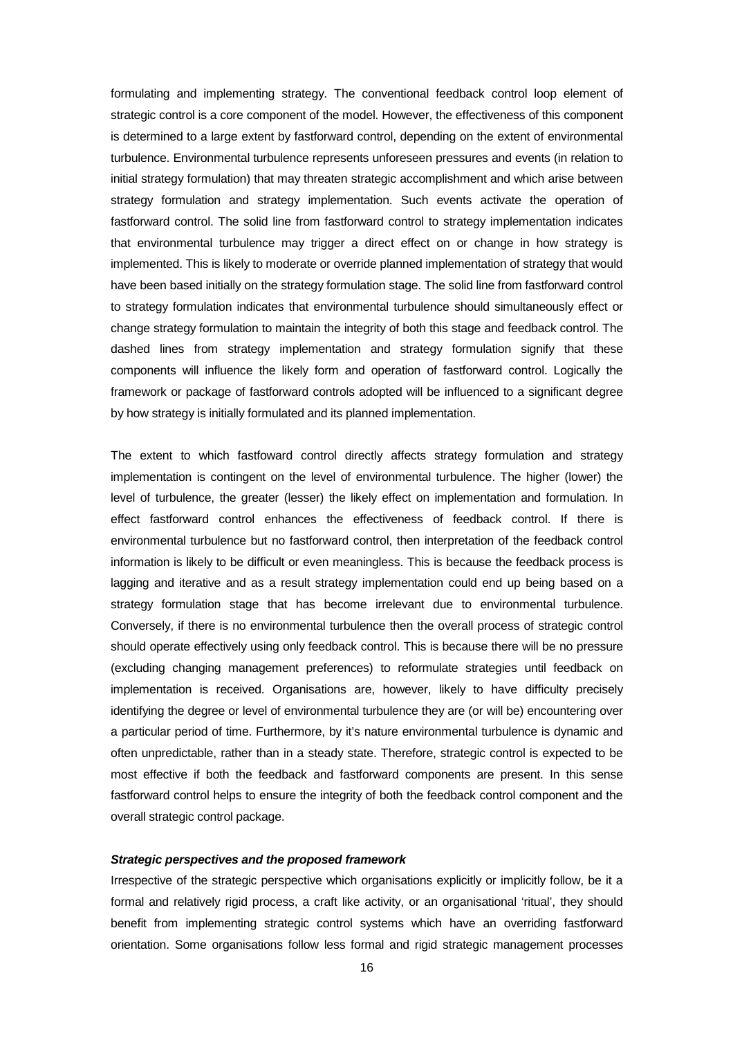formulating and implementing strategy. The conventional feedback control loop element of strategic control is a core component of the model. However, the effectiveness of this component is determined to a large extent by fastforward control, depending on the extent of environmental turbulence. Environmental turbulence represents unforeseen pressures and events (in relation to initial strategy formulation) that may threaten strategic accomplishment and which arise between strategy formulation and strategy implementation. Such events activate the operation of fastforward control. The solid line from fastforward control to strategy implementation indicates that environmental turbulence may trigger a direct effect on or change in how strategy is implemented. This is likely to moderate or override planned implementation of strategy that would have been based initially on the strategy formulation stage. The solid line from fastforward control to strategy formulation indicates that environmental turbulence should simultaneously effect or change strategy formulation to maintain the integrity of both this stage and feedback control. The dashed lines from strategy implementation and strategy formulation signify that these components will influence the likely form and operation of fastforward control. Logically the framework or package of fastforward controls adopted will be influenced to a significant degree by how strategy is initially formulated and its planned implementation.

The extent to which fastfoward control directly affects strategy formulation and strategy implementation is contingent on the level of environmental turbulence. The higher (lower) the level of turbulence, the greater (lesser) the likely effect on implementation and formulation. In effect fastforward control enhances the effectiveness of feedback control. If there is environmental turbulence but no fastforward control, then interpretation of the feedback control information is likely to be difficult or even meaningless. This is because the feedback process is lagging and iterative and as a result strategy implementation could end up being based on a strategy formulation stage that has become irrelevant due to environmental turbulence. Conversely, if there is no environmental turbulence then the overall process of strategic control should operate effectively using only feedback control. This is because there will be no pressure (excluding changing management preferences) to reformulate strategies until feedback on implementation is received. Organisations are, however, likely to have difficulty precisely identifying the degree or level of environmental turbulence they are (or will be) encountering over a particular period of time. Furthermore, by it's nature environmental turbulence is dynamic and often unpredictable, rather than in a steady state. Therefore, strategic control is expected to be most effective if both the feedback and fastforward components are present. In this sense fastforward control helps to ensure the integrity of both the feedback control component and the overall strategic control package.

***Strategic perspectives and the proposed framework***

Irrespective of the strategic perspective which organisations explicitly or implicitly follow, be it a formal and relatively rigid process, a craft like activity, or an organisational 'ritual', they should benefit from implementing strategic control systems which have an overriding fastforward orientation. Some organisations follow less formal and rigid strategic management processes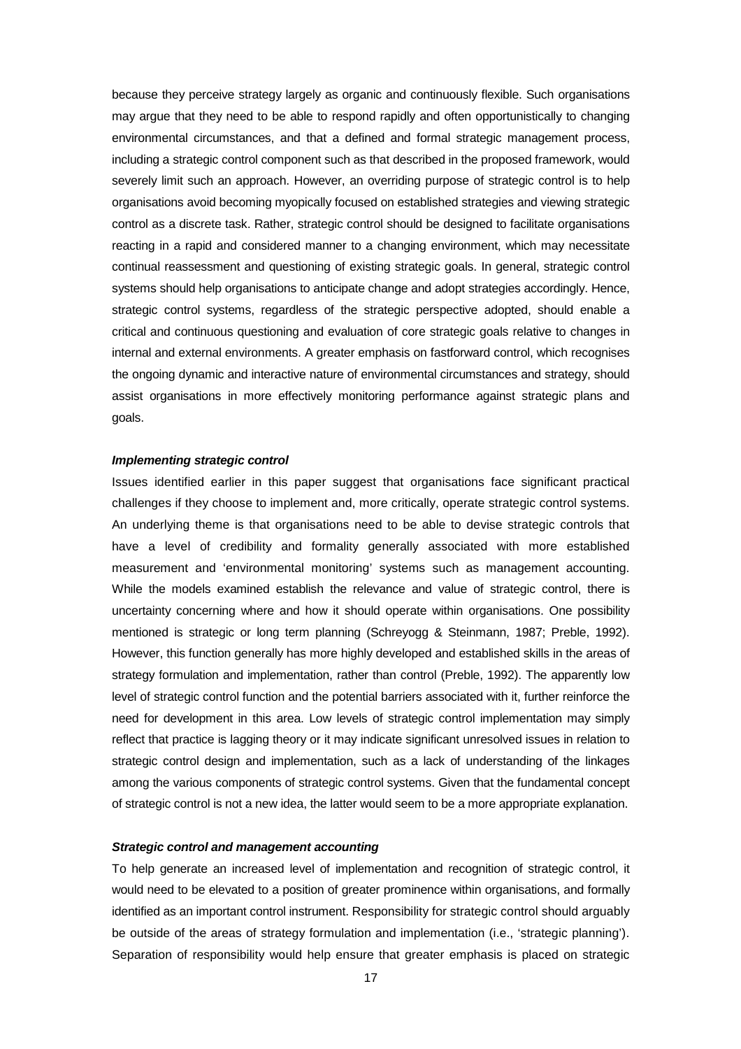because they perceive strategy largely as organic and continuously flexible. Such organisations may argue that they need to be able to respond rapidly and often opportunistically to changing environmental circumstances, and that a defined and formal strategic management process, including a strategic control component such as that described in the proposed framework, would severely limit such an approach. However, an overriding purpose of strategic control is to help organisations avoid becoming myopically focused on established strategies and viewing strategic control as a discrete task. Rather, strategic control should be designed to facilitate organisations reacting in a rapid and considered manner to a changing environment, which may necessitate continual reassessment and questioning of existing strategic goals. In general, strategic control systems should help organisations to anticipate change and adopt strategies accordingly. Hence, strategic control systems, regardless of the strategic perspective adopted, should enable a critical and continuous questioning and evaluation of core strategic goals relative to changes in internal and external environments. A greater emphasis on fastforward control, which recognises the ongoing dynamic and interactive nature of environmental circumstances and strategy, should assist organisations in more effectively monitoring performance against strategic plans and goals.

#### ***Implementing strategic control***

Issues identified earlier in this paper suggest that organisations face significant practical challenges if they choose to implement and, more critically, operate strategic control systems. An underlying theme is that organisations need to be able to devise strategic controls that have a level of credibility and formality generally associated with more established measurement and 'environmental monitoring' systems such as management accounting. While the models examined establish the relevance and value of strategic control, there is uncertainty concerning where and how it should operate within organisations. One possibility mentioned is strategic or long term planning (Schreyogg & Steinmann, 1987; Preble, 1992). However, this function generally has more highly developed and established skills in the areas of strategy formulation and implementation, rather than control (Preble, 1992). The apparently low level of strategic control function and the potential barriers associated with it, further reinforce the need for development in this area. Low levels of strategic control implementation may simply reflect that practice is lagging theory or it may indicate significant unresolved issues in relation to strategic control design and implementation, such as a lack of understanding of the linkages among the various components of strategic control systems. Given that the fundamental concept of strategic control is not a new idea, the latter would seem to be a more appropriate explanation.

#### ***Strategic control and management accounting***

To help generate an increased level of implementation and recognition of strategic control, it would need to be elevated to a position of greater prominence within organisations, and formally identified as an important control instrument. Responsibility for strategic control should arguably be outside of the areas of strategy formulation and implementation (i.e., 'strategic planning'). Separation of responsibility would help ensure that greater emphasis is placed on strategic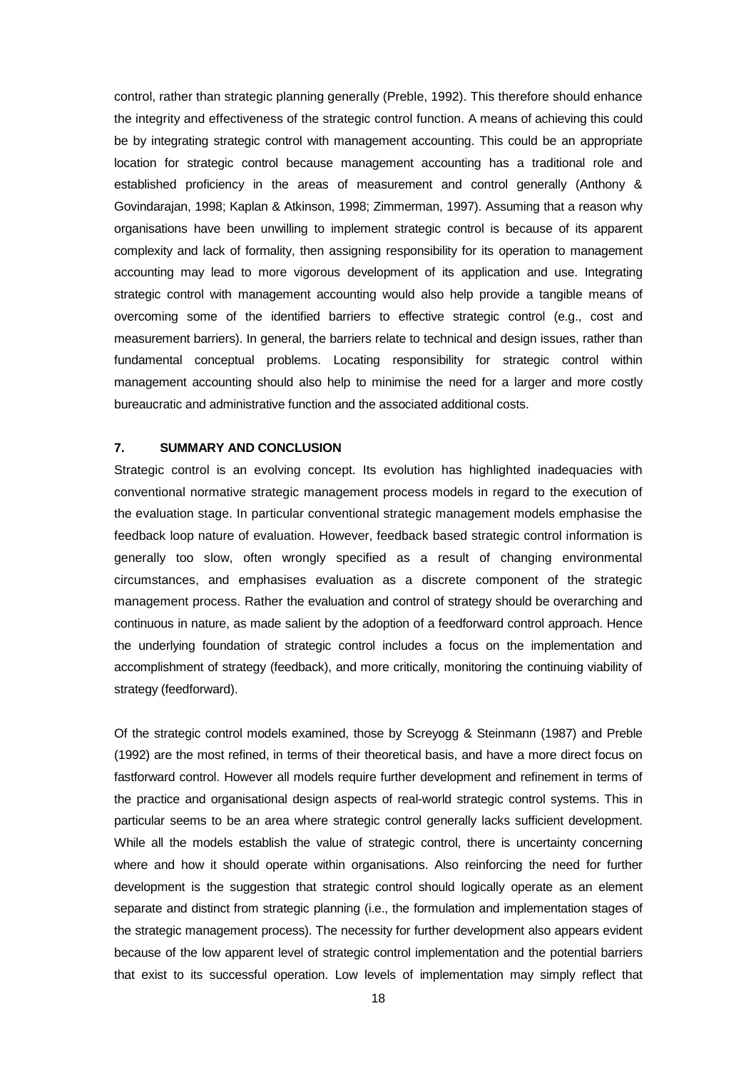control, rather than strategic planning generally (Preble, 1992). This therefore should enhance the integrity and effectiveness of the strategic control function. A means of achieving this could be by integrating strategic control with management accounting. This could be an appropriate location for strategic control because management accounting has a traditional role and established proficiency in the areas of measurement and control generally (Anthony & Govindarajan, 1998; Kaplan & Atkinson, 1998; Zimmerman, 1997). Assuming that a reason why organisations have been unwilling to implement strategic control is because of its apparent complexity and lack of formality, then assigning responsibility for its operation to management accounting may lead to more vigorous development of its application and use. Integrating strategic control with management accounting would also help provide a tangible means of overcoming some of the identified barriers to effective strategic control (e.g., cost and measurement barriers). In general, the barriers relate to technical and design issues, rather than fundamental conceptual problems. Locating responsibility for strategic control within management accounting should also help to minimise the need for a larger and more costly bureaucratic and administrative function and the associated additional costs.

## 7. SUMMARY AND CONCLUSION

Strategic control is an evolving concept. Its evolution has highlighted inadequacies with conventional normative strategic management process models in regard to the execution of the evaluation stage. In particular conventional strategic management models emphasise the feedback loop nature of evaluation. However, feedback based strategic control information is generally too slow, often wrongly specified as a result of changing environmental circumstances, and emphasises evaluation as a discrete component of the strategic management process. Rather the evaluation and control of strategy should be overarching and continuous in nature, as made salient by the adoption of a feedforward control approach. Hence the underlying foundation of strategic control includes a focus on the implementation and accomplishment of strategy (feedback), and more critically, monitoring the continuing viability of strategy (feedforward).

Of the strategic control models examined, those by Screyogg & Steinmann (1987) and Preble (1992) are the most refined, in terms of their theoretical basis, and have a more direct focus on fastforward control. However all models require further development and refinement in terms of the practice and organisational design aspects of real-world strategic control systems. This in particular seems to be an area where strategic control generally lacks sufficient development. While all the models establish the value of strategic control, there is uncertainty concerning where and how it should operate within organisations. Also reinforcing the need for further development is the suggestion that strategic control should logically operate as an element separate and distinct from strategic planning (i.e., the formulation and implementation stages of the strategic management process). The necessity for further development also appears evident because of the low apparent level of strategic control implementation and the potential barriers that exist to its successful operation. Low levels of implementation may simply reflect that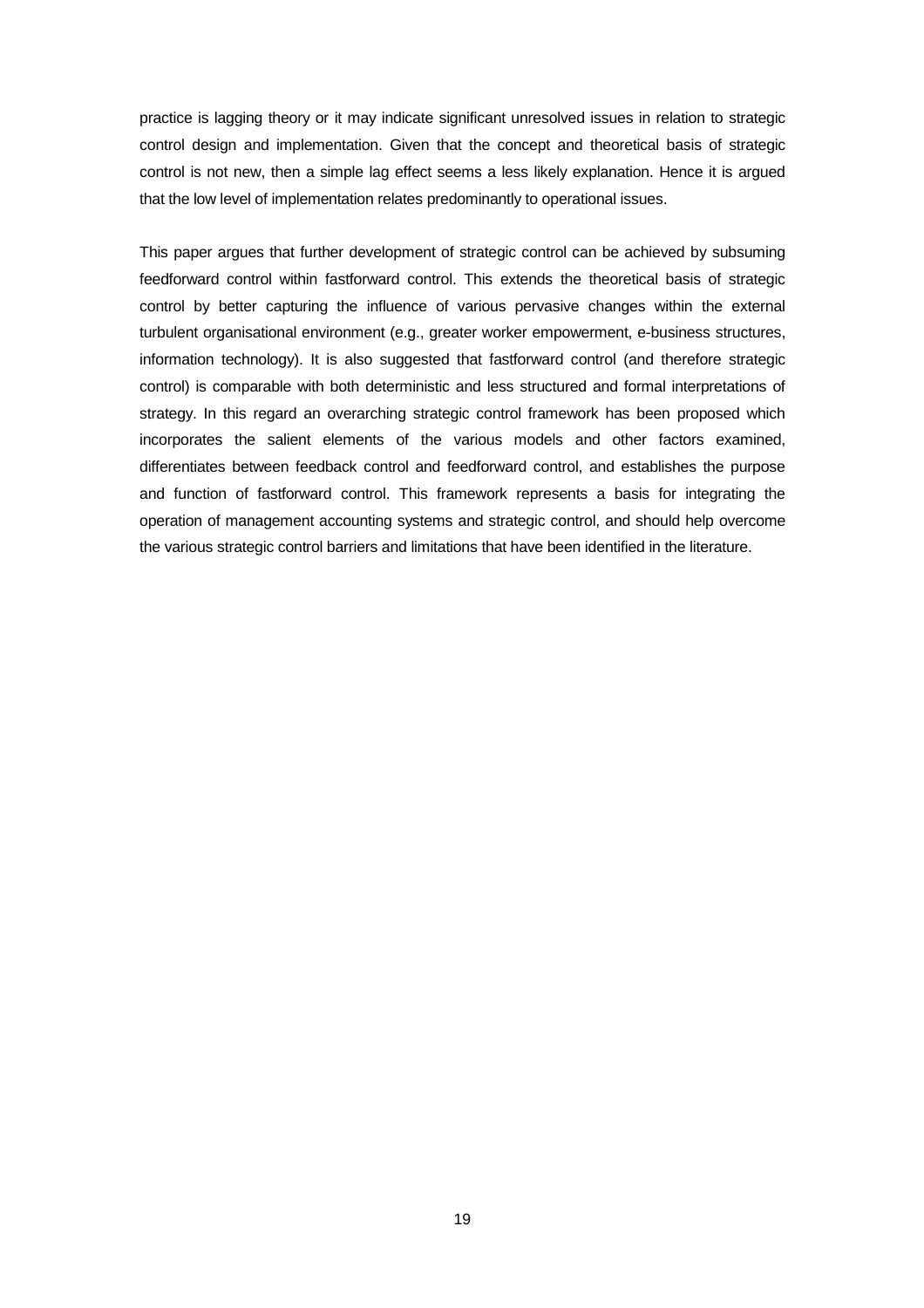practice is lagging theory or it may indicate significant unresolved issues in relation to strategic control design and implementation. Given that the concept and theoretical basis of strategic control is not new, then a simple lag effect seems a less likely explanation. Hence it is argued that the low level of implementation relates predominantly to operational issues.

This paper argues that further development of strategic control can be achieved by subsuming feedforward control within fastforward control. This extends the theoretical basis of strategic control by better capturing the influence of various pervasive changes within the external turbulent organisational environment (e.g., greater worker empowerment, e-business structures, information technology). It is also suggested that fastforward control (and therefore strategic control) is comparable with both deterministic and less structured and formal interpretations of strategy. In this regard an overarching strategic control framework has been proposed which incorporates the salient elements of the various models and other factors examined, differentiates between feedback control and feedforward control, and establishes the purpose and function of fastforward control. This framework represents a basis for integrating the operation of management accounting systems and strategic control, and should help overcome the various strategic control barriers and limitations that have been identified in the literature.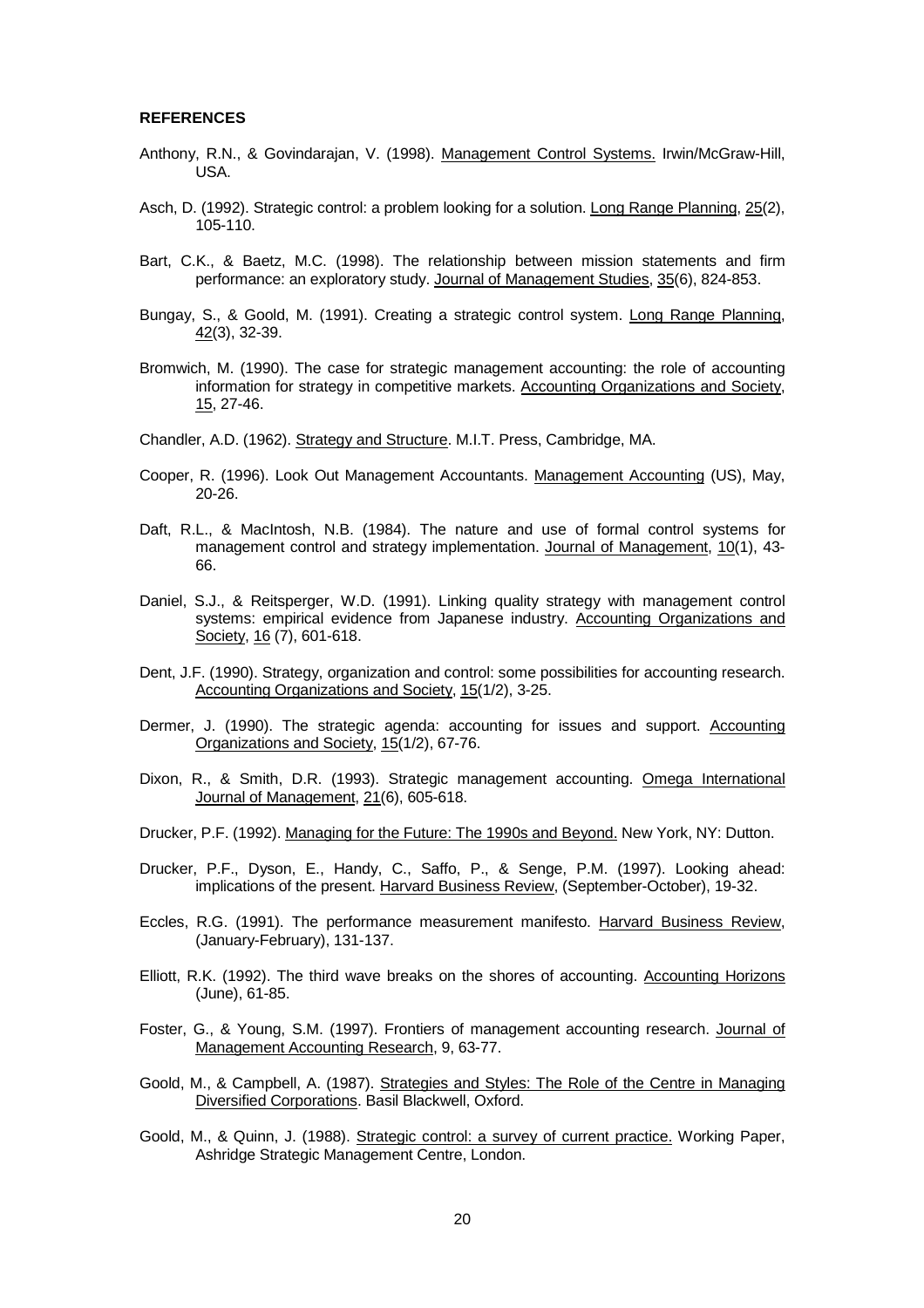**REFERENCES**

Anthony, R.N., & Govindarajan, V. (1998). Management Control Systems. Irwin/McGraw-Hill, USA.

Asch, D. (1992). Strategic control: a problem looking for a solution. Long Range Planning, 25(2), 105-110.

Bart, C.K., & Baetz, M.C. (1998). The relationship between mission statements and firm performance: an exploratory study. Journal of Management Studies, 35(6), 824-853.

Bungay, S., & Goold, M. (1991). Creating a strategic control system. Long Range Planning, 42(3), 32-39.

Bromwich, M. (1990). The case for strategic management accounting: the role of accounting information for strategy in competitive markets. Accounting Organizations and Society, 15, 27-46.

Chandler, A.D. (1962). Strategy and Structure. M.I.T. Press, Cambridge, MA.

Cooper, R. (1996). Look Out Management Accountants. Management Accounting (US), May, 20-26.

Daft, R.L., & MacIntosh, N.B. (1984). The nature and use of formal control systems for management control and strategy implementation. Journal of Management, 10(1), 43-66.

Daniel, S.J., & Reitsperger, W.D. (1991). Linking quality strategy with management control systems: empirical evidence from Japanese industry. Accounting Organizations and Society, 16 (7), 601-618.

Dent, J.F. (1990). Strategy, organization and control: some possibilities for accounting research. Accounting Organizations and Society, 15(1/2), 3-25.

Dermer, J. (1990). The strategic agenda: accounting for issues and support. Accounting Organizations and Society, 15(1/2), 67-76.

Dixon, R., & Smith, D.R. (1993). Strategic management accounting. Omega International Journal of Management, 21(6), 605-618.

Drucker, P.F. (1992). Managing for the Future: The 1990s and Beyond. New York, NY: Dutton.

Drucker, P.F., Dyson, E., Handy, C., Saffo, P., & Senge, P.M. (1997). Looking ahead: implications of the present. Harvard Business Review, (September-October), 19-32.

Eccles, R.G. (1991). The performance measurement manifesto. Harvard Business Review, (January-February), 131-137.

Elliott, R.K. (1992). The third wave breaks on the shores of accounting. Accounting Horizons (June), 61-85.

Foster, G., & Young, S.M. (1997). Frontiers of management accounting research. Journal of Management Accounting Research, 9, 63-77.

Goold, M., & Campbell, A. (1987). Strategies and Styles: The Role of the Centre in Managing Diversified Corporations. Basil Blackwell, Oxford.

Goold, M., & Quinn, J. (1988). Strategic control: a survey of current practice. Working Paper, Ashridge Strategic Management Centre, London.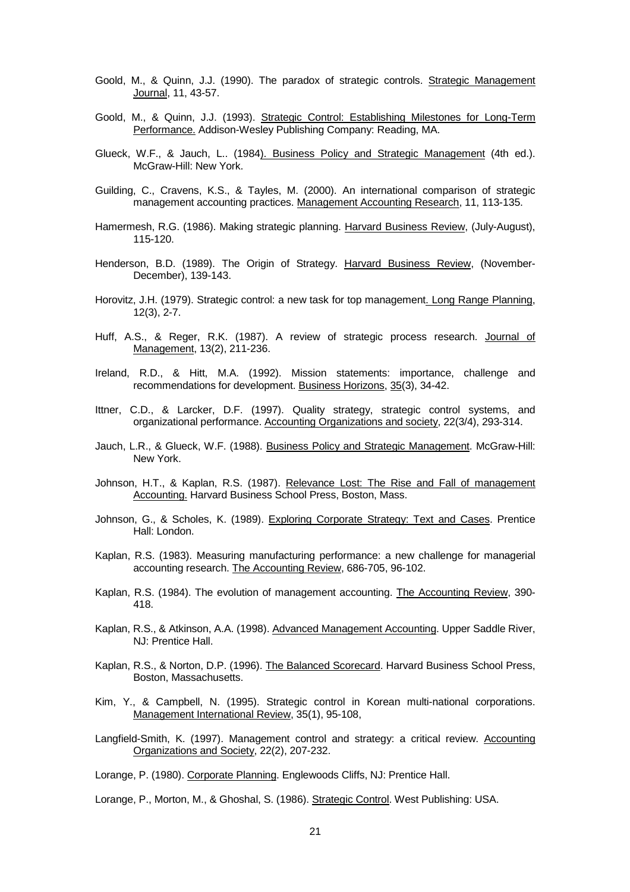Goold, M., & Quinn, J.J. (1990). The paradox of strategic controls. Strategic Management Journal, 11, 43-57.

Goold, M., & Quinn, J.J. (1993). Strategic Control: Establishing Milestones for Long-Term Performance. Addison-Wesley Publishing Company: Reading, MA.

Glueck, W.F., & Jauch, L.. (1984). Business Policy and Strategic Management (4th ed.). McGraw-Hill: New York.

Guilding, C., Cravens, K.S., & Tayles, M. (2000). An international comparison of strategic management accounting practices. Management Accounting Research, 11, 113-135.

Hamermesh, R.G. (1986). Making strategic planning. Harvard Business Review, (July-August), 115-120.

Henderson, B.D. (1989). The Origin of Strategy. Harvard Business Review, (November-December), 139-143.

Horovitz, J.H. (1979). Strategic control: a new task for top management. Long Range Planning, 12(3), 2-7.

Huff, A.S., & Reger, R.K. (1987). A review of strategic process research. Journal of Management, 13(2), 211-236.

Ireland, R.D., & Hitt, M.A. (1992). Mission statements: importance, challenge and recommendations for development. Business Horizons, 35(3), 34-42.

Ittner, C.D., & Larcker, D.F. (1997). Quality strategy, strategic control systems, and organizational performance. Accounting Organizations and society, 22(3/4), 293-314.

Jauch, L.R., & Glueck, W.F. (1988). Business Policy and Strategic Management. McGraw-Hill: New York.

Johnson, H.T., & Kaplan, R.S. (1987). Relevance Lost: The Rise and Fall of management Accounting. Harvard Business School Press, Boston, Mass.

Johnson, G., & Scholes, K. (1989). Exploring Corporate Strategy: Text and Cases. Prentice Hall: London.

Kaplan, R.S. (1983). Measuring manufacturing performance: a new challenge for managerial accounting research. The Accounting Review, 686-705, 96-102.

Kaplan, R.S. (1984). The evolution of management accounting. The Accounting Review, 390-418.

Kaplan, R.S., & Atkinson, A.A. (1998). Advanced Management Accounting. Upper Saddle River, NJ: Prentice Hall.

Kaplan, R.S., & Norton, D.P. (1996). The Balanced Scorecard. Harvard Business School Press, Boston, Massachusetts.

Kim, Y., & Campbell, N. (1995). Strategic control in Korean multi-national corporations. Management International Review, 35(1), 95-108,

Langfield-Smith, K. (1997). Management control and strategy: a critical review. Accounting Organizations and Society, 22(2), 207-232.

Lorange, P. (1980). Corporate Planning. Englewoods Cliffs, NJ: Prentice Hall.

Lorange, P., Morton, M., & Ghoshal, S. (1986). Strategic Control. West Publishing: USA.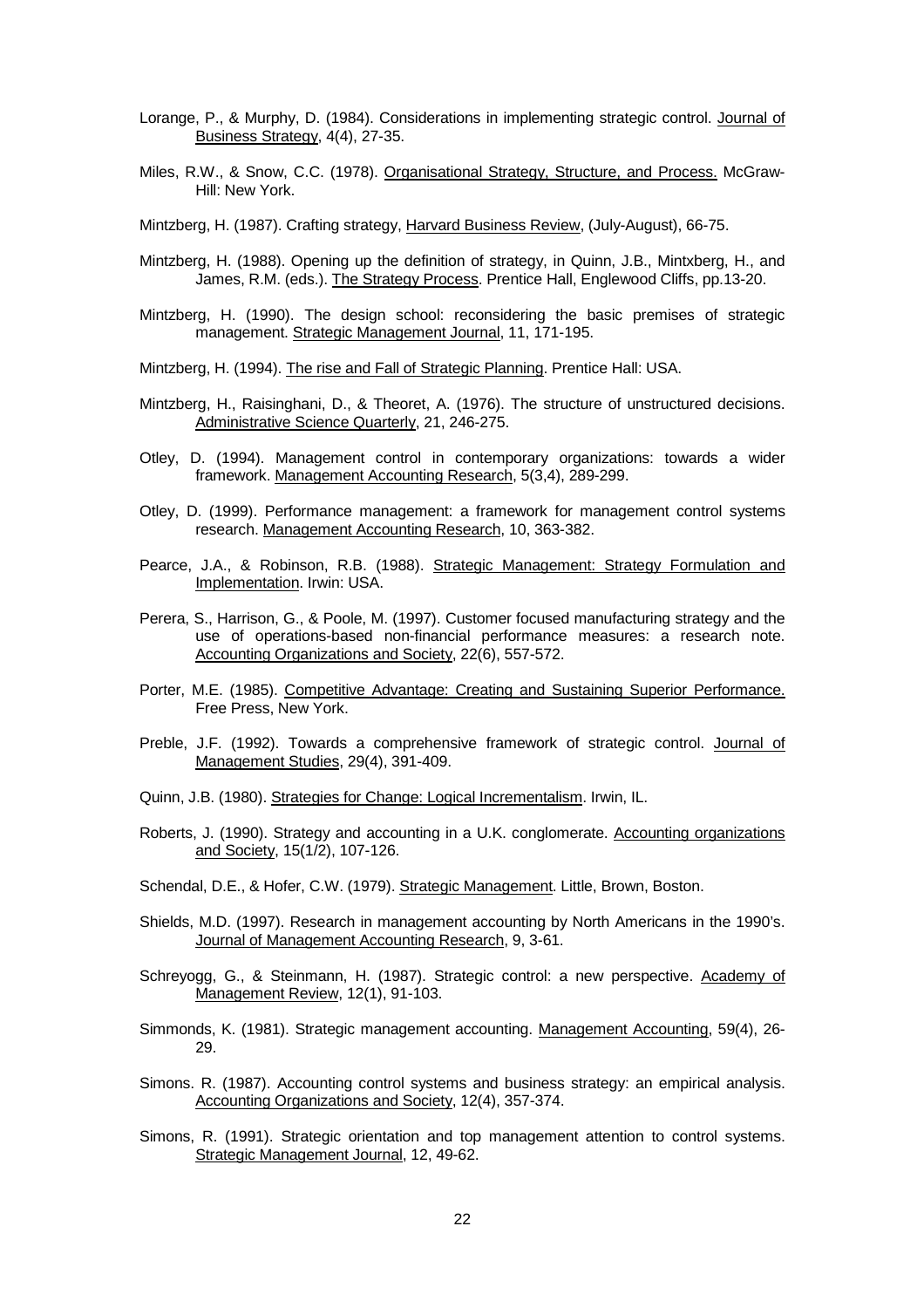Lorange, P., & Murphy, D. (1984). Considerations in implementing strategic control. Journal of Business Strategy, 4(4), 27-35.

Miles, R.W., & Snow, C.C. (1978). Organisational Strategy, Structure, and Process. McGraw-Hill: New York.

Mintzberg, H. (1987). Crafting strategy, Harvard Business Review, (July-August), 66-75.

Mintzberg, H. (1988). Opening up the definition of strategy, in Quinn, J.B., Mintxberg, H., and James, R.M. (eds.). The Strategy Process. Prentice Hall, Englewood Cliffs, pp.13-20.

Mintzberg, H. (1990). The design school: reconsidering the basic premises of strategic management. Strategic Management Journal, 11, 171-195.

Mintzberg, H. (1994). The rise and Fall of Strategic Planning. Prentice Hall: USA.

Mintzberg, H., Raisinghani, D., & Theoret, A. (1976). The structure of unstructured decisions. Administrative Science Quarterly, 21, 246-275.

Otley, D. (1994). Management control in contemporary organizations: towards a wider framework. Management Accounting Research, 5(3,4), 289-299.

Otley, D. (1999). Performance management: a framework for management control systems research. Management Accounting Research, 10, 363-382.

Pearce, J.A., & Robinson, R.B. (1988). Strategic Management: Strategy Formulation and Implementation. Irwin: USA.

Perera, S., Harrison, G., & Poole, M. (1997). Customer focused manufacturing strategy and the use of operations-based non-financial performance measures: a research note. Accounting Organizations and Society, 22(6), 557-572.

Porter, M.E. (1985). Competitive Advantage: Creating and Sustaining Superior Performance. Free Press, New York.

Preble, J.F. (1992). Towards a comprehensive framework of strategic control. Journal of Management Studies, 29(4), 391-409.

Quinn, J.B. (1980). Strategies for Change: Logical Incrementalism. Irwin, IL.

Roberts, J. (1990). Strategy and accounting in a U.K. conglomerate. Accounting organizations and Society, 15(1/2), 107-126.

Schendal, D.E., & Hofer, C.W. (1979). Strategic Management. Little, Brown, Boston.

Shields, M.D. (1997). Research in management accounting by North Americans in the 1990's. Journal of Management Accounting Research, 9, 3-61.

Schreyogg, G., & Steinmann, H. (1987). Strategic control: a new perspective. Academy of Management Review, 12(1), 91-103.

Simmonds, K. (1981). Strategic management accounting. Management Accounting, 59(4), 26-29.

Simons. R. (1987). Accounting control systems and business strategy: an empirical analysis. Accounting Organizations and Society, 12(4), 357-374.

Simons, R. (1991). Strategic orientation and top management attention to control systems. Strategic Management Journal, 12, 49-62.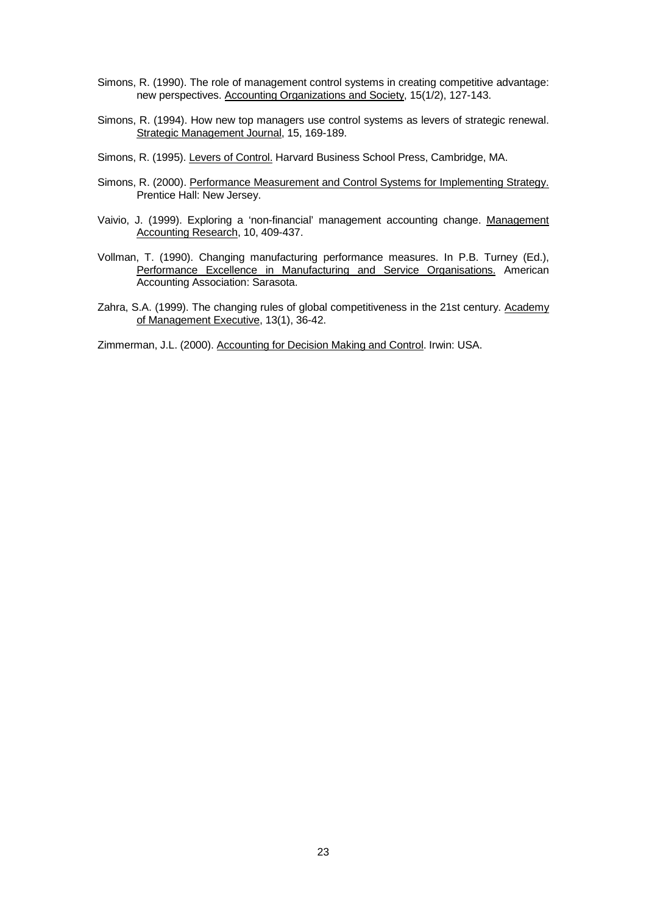Simons, R. (1990). The role of management control systems in creating competitive advantage: new perspectives. Accounting Organizations and Society, 15(1/2), 127-143.

Simons, R. (1994). How new top managers use control systems as levers of strategic renewal. Strategic Management Journal, 15, 169-189.

Simons, R. (1995). Levers of Control. Harvard Business School Press, Cambridge, MA.

Simons, R. (2000). Performance Measurement and Control Systems for Implementing Strategy. Prentice Hall: New Jersey.

Vaivio, J. (1999). Exploring a 'non-financial' management accounting change. Management Accounting Research, 10, 409-437.

Vollman, T. (1990). Changing manufacturing performance measures. In P.B. Turney (Ed.), Performance Excellence in Manufacturing and Service Organisations. American Accounting Association: Sarasota.

Zahra, S.A. (1999). The changing rules of global competitiveness in the 21st century. Academy of Management Executive, 13(1), 36-42.

Zimmerman, J.L. (2000). Accounting for Decision Making and Control. Irwin: USA.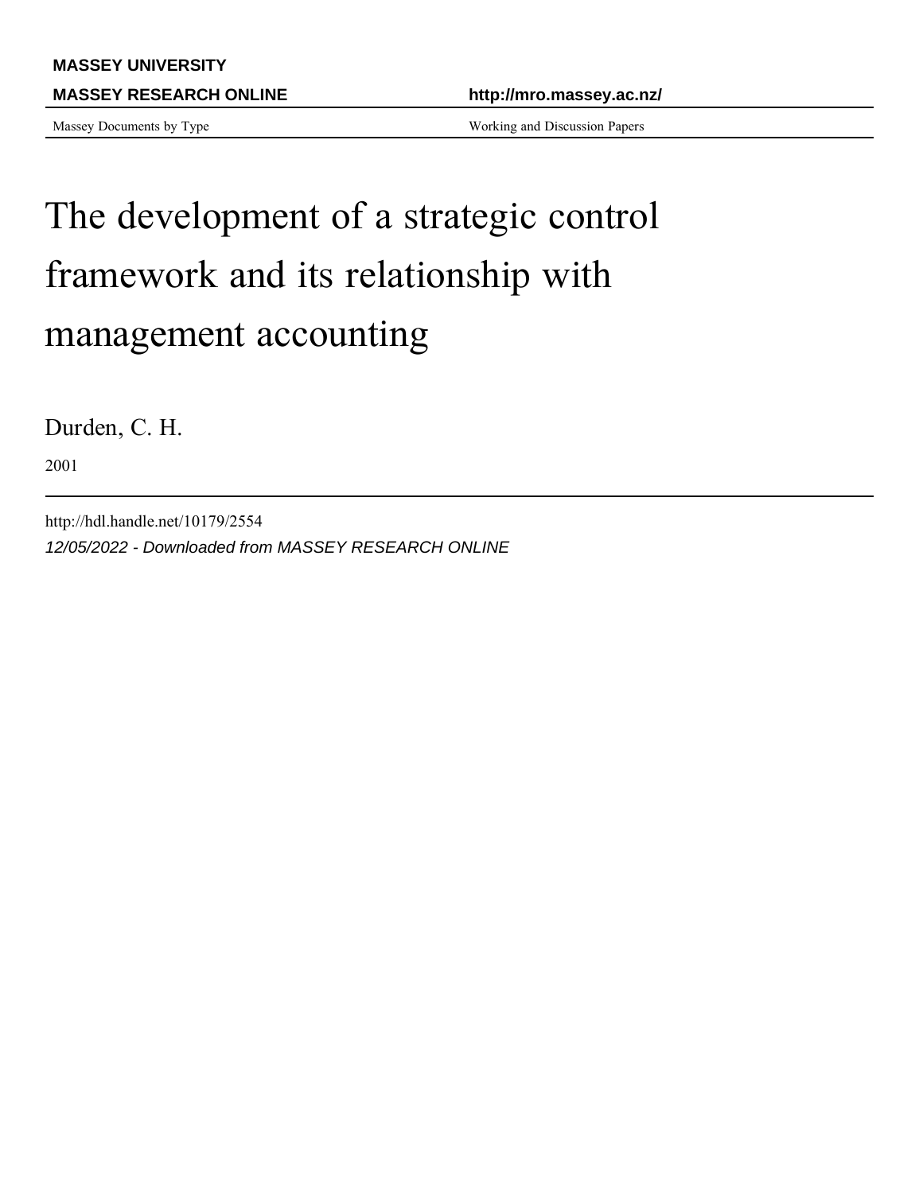MASSEY UNIVERSITY

MASSEY RESEARCH ONLINE http://mro.massey.ac.nz/

Massey Documents by Type Working and Discussion Papers

# The development of a strategic control framework and its relationship with management accounting

Durden, C. H.

2001

http://hdl.handle.net/10179/2554

*12/05/2022 - Downloaded from MASSEY RESEARCH ONLINE*